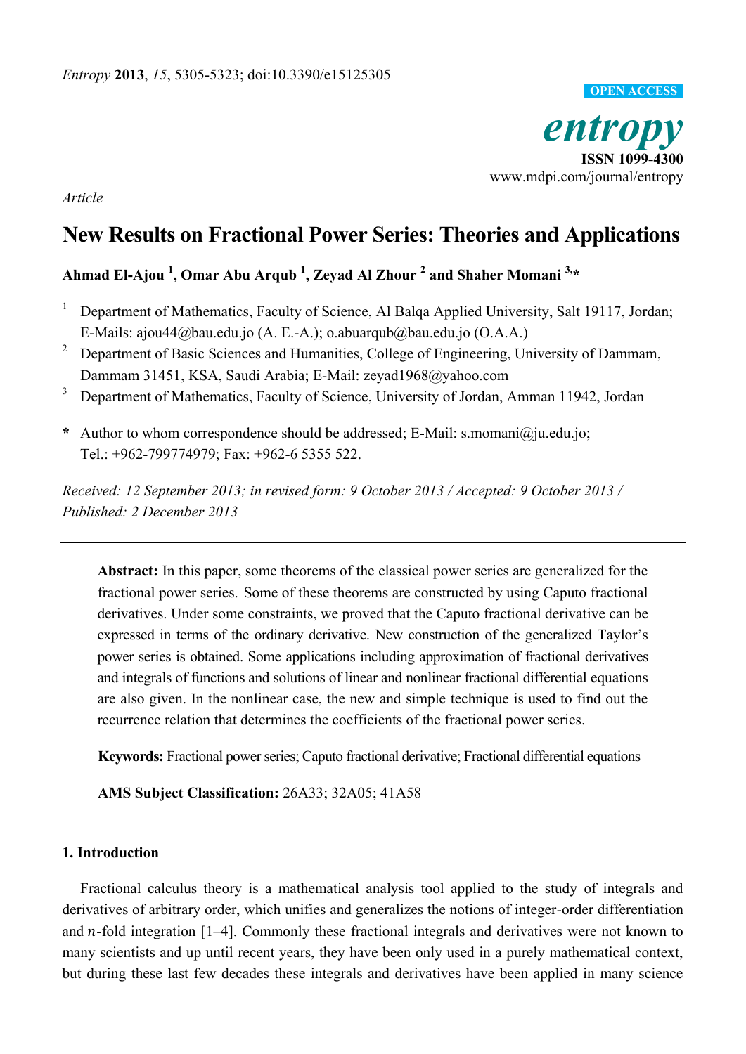*Entropy* **2013**, *15*, 5305-5323; doi:10.3390/e15125305

**OPEN ACCESS**

***entropy***

**ISSN 1099-4300**

www.mdpi.com/journal/entropy

*Article*

# New Results on Fractional Power Series: Theories and Applications

**Ahmad El-Ajou [1], Omar Abu Arqub [1], Zeyad Al Zhour [2] and Shaher Momani [3,*]**

[1] Department of Mathematics, Faculty of Science, Al Balqa Applied University, Salt 19117, Jordan; E-Mails: ajou44@bau.edu.jo (A. E.-A.); o.abuarqub@bau.edu.jo (O.A.A.)

[2] Department of Basic Sciences and Humanities, College of Engineering, University of Dammam, Dammam 31451, KSA, Saudi Arabia; E-Mail: zeyad1968@yahoo.com

[3] Department of Mathematics, Faculty of Science, University of Jordan, Amman 11942, Jordan

**\*** Author to whom correspondence should be addressed; E-Mail: s.momani@ju.edu.jo; Tel.: +962-799774979; Fax: +962-6 5355 522.

*Received: 12 September 2013; in revised form: 9 October 2013 / Accepted: 9 October 2013 / Published: 2 December 2013*

---

**Abstract:** In this paper, some theorems of the classical power series are generalized for the fractional power series. Some of these theorems are constructed by using Caputo fractional derivatives. Under some constraints, we proved that the Caputo fractional derivative can be expressed in terms of the ordinary derivative. New construction of the generalized Taylor's power series is obtained. Some applications including approximation of fractional derivatives and integrals of functions and solutions of linear and nonlinear fractional differential equations are also given. In the nonlinear case, the new and simple technique is used to find out the recurrence relation that determines the coefficients of the fractional power series.

**Keywords:** Fractional power series; Caputo fractional derivative; Fractional differential equations

**AMS Subject Classification:** 26A33; 32A05; 41A58

---

## 1. Introduction

Fractional calculus theory is a mathematical analysis tool applied to the study of integrals and derivatives of arbitrary order, which unifies and generalizes the notions of integer-order differentiation and $n$-fold integration [1–4]. Commonly these fractional integrals and derivatives were not known to many scientists and up until recent years, they have been only used in a purely mathematical context, but during these last few decades these integrals and derivatives have been applied in many science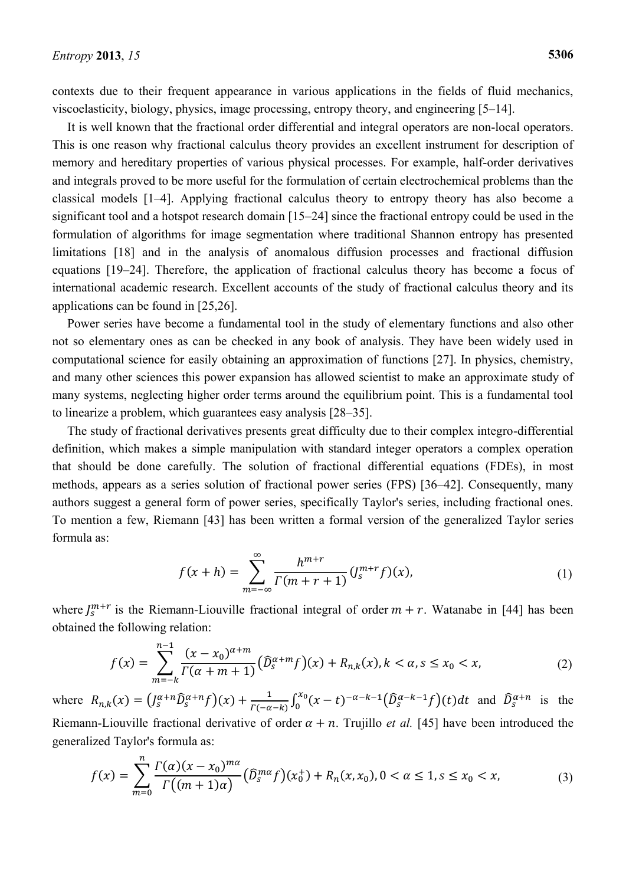contexts due to their frequent appearance in various applications in the fields of fluid mechanics, viscoelasticity, biology, physics, image processing, entropy theory, and engineering [5–14].

It is well known that the fractional order differential and integral operators are non-local operators. This is one reason why fractional calculus theory provides an excellent instrument for description of memory and hereditary properties of various physical processes. For example, half-order derivatives and integrals proved to be more useful for the formulation of certain electrochemical problems than the classical models [1–4]. Applying fractional calculus theory to entropy theory has also become a significant tool and a hotspot research domain [15–24] since the fractional entropy could be used in the formulation of algorithms for image segmentation where traditional Shannon entropy has presented limitations [18] and in the analysis of anomalous diffusion processes and fractional diffusion equations [19–24]. Therefore, the application of fractional calculus theory has become a focus of international academic research. Excellent accounts of the study of fractional calculus theory and its applications can be found in [25,26].

Power series have become a fundamental tool in the study of elementary functions and also other not so elementary ones as can be checked in any book of analysis. They have been widely used in computational science for easily obtaining an approximation of functions [27]. In physics, chemistry, and many other sciences this power expansion has allowed scientist to make an approximate study of many systems, neglecting higher order terms around the equilibrium point. This is a fundamental tool to linearize a problem, which guarantees easy analysis [28–35].

The study of fractional derivatives presents great difficulty due to their complex integro-differential definition, which makes a simple manipulation with standard integer operators a complex operation that should be done carefully. The solution of fractional differential equations (FDEs), in most methods, appears as a series solution of fractional power series (FPS) [36–42]. Consequently, many authors suggest a general form of power series, specifically Taylor's series, including fractional ones. To mention a few, Riemann [43] has been written a formal version of the generalized Taylor series formula as:

$$f(x+h)=\sum_{m=-\infty}^{\infty}\frac{h^{m+r}}{\Gamma(m+r+1)}\left(J_s^{m+r}f\right)(x), \tag{1}$$

where $J_s^{m+r}$ is the Riemann-Liouville fractional integral of order $m+r$. Watanabe in [44] has been obtained the following relation:

$$f(x)=\sum_{m=-k}^{n-1}\frac{(x-x_0)^{\alpha+m}}{\Gamma(\alpha+m+1)}\left(\widehat{D}_s^{\alpha+m}f\right)(x)+R_{n,k}(x), k<\alpha, s\le x_0<x, \tag{2}$$

where $R_{n,k}(x)=\left(J_s^{\alpha+n}\widehat{D}_s^{\alpha+n}f\right)(x)+\frac{1}{\Gamma(-\alpha-k)}\int_0^{x_0}(x-t)^{-\alpha-k-1}\left(\widehat{D}_s^{\alpha-k-1}f\right)(t)dt$ and $\widehat{D}_s^{\alpha+n}$ is the Riemann-Liouville fractional derivative of order $\alpha+n$. Trujillo *et al.* [45] have been introduced the generalized Taylor's formula as:

$$f(x)=\sum_{m=0}^{n}\frac{\Gamma(\alpha)(x-x_0)^{m\alpha}}{\Gamma\left((m+1)\alpha\right)}\left(\widehat{D}_s^{m\alpha}f\right)(x_0^+)+R_n(x,x_0), 0<\alpha\le 1, s\le x_0<x, \tag{3}$$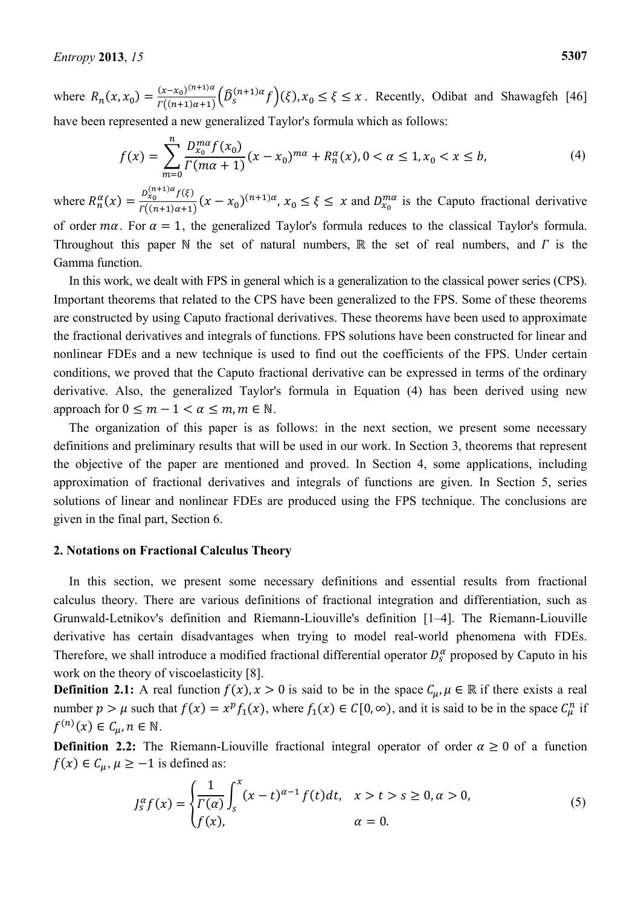where $R_n(x, x_0) = \frac{(x-x_0)^{(n+1)\alpha}}{\Gamma((n+1)\alpha+1)}\left(\hat{D}_s^{(n+1)\alpha} f\right)(\xi), x_0 \leq \xi \leq x$. Recently, Odibat and Shawagfeh [46] have been represented a new generalized Taylor's formula which as follows:

$$f(x) = \sum_{m=0}^{n} \frac{D_{x_0}^{m\alpha} f(x_0)}{\Gamma(m\alpha + 1)} (x - x_0)^{m\alpha} + R_n^{\alpha}(x), 0 < \alpha \leq 1, x_0 < x \leq b, \tag{4}$$

where $R_n^{\alpha}(x) = \frac{D_{x_0}^{(n+1)\alpha} f(\xi)}{\Gamma((n+1)\alpha+1)} (x - x_0)^{(n+1)\alpha}$, $x_0 \leq \xi \leq x$ and $D_{x_0}^{m\alpha}$ is the Caputo fractional derivative of order $m\alpha$. For $\alpha = 1$, the generalized Taylor's formula reduces to the classical Taylor's formula. Throughout this paper $\mathbb{N}$ the set of natural numbers, $\mathbb{R}$ the set of real numbers, and $\Gamma$ is the Gamma function.

In this work, we dealt with FPS in general which is a generalization to the classical power series (CPS). Important theorems that related to the CPS have been generalized to the FPS. Some of these theorems are constructed by using Caputo fractional derivatives. These theorems have been used to approximate the fractional derivatives and integrals of functions. FPS solutions have been constructed for linear and nonlinear FDEs and a new technique is used to find out the coefficients of the FPS. Under certain conditions, we proved that the Caputo fractional derivative can be expressed in terms of the ordinary derivative. Also, the generalized Taylor's formula in Equation (4) has been derived using new approach for $0 \leq m - 1 < \alpha \leq m, m \in \mathbb{N}$.

The organization of this paper is as follows: in the next section, we present some necessary definitions and preliminary results that will be used in our work. In Section 3, theorems that represent the objective of the paper are mentioned and proved. In Section 4, some applications, including approximation of fractional derivatives and integrals of functions are given. In Section 5, series solutions of linear and nonlinear FDEs are produced using the FPS technique. The conclusions are given in the final part, Section 6.

## 2. Notations on Fractional Calculus Theory

In this section, we present some necessary definitions and essential results from fractional calculus theory. There are various definitions of fractional integration and differentiation, such as Grunwald-Letnikov's definition and Riemann-Liouville's definition [1–4]. The Riemann-Liouville derivative has certain disadvantages when trying to model real-world phenomena with FDEs. Therefore, we shall introduce a modified fractional differential operator $D_s^{\alpha}$ proposed by Caputo in his work on the theory of viscoelasticity [8].

**Definition 2.1:** A real function $f(x), x > 0$ is said to be in the space $C_{\mu}, \mu \in \mathbb{R}$ if there exists a real number $p > \mu$ such that $f(x) = x^p f_1(x)$, where $f_1(x) \in C[0, \infty)$, and it is said to be in the space $C_{\mu}^n$ if $f^{(n)}(x) \in C_{\mu}, n \in \mathbb{N}$.

**Definition 2.2:** The Riemann-Liouville fractional integral operator of order $\alpha \geq 0$ of a function $f(x) \in C_{\mu}, \mu \geq -1$ is defined as:

$$J_s^{\alpha} f(x) = \begin{cases} \frac{1}{\Gamma(\alpha)} \int_s^x (x-t)^{\alpha-1} f(t) dt, & x > t > s \geq 0, \alpha > 0, \\ f(x), & \alpha = 0. \end{cases} \tag{5}$$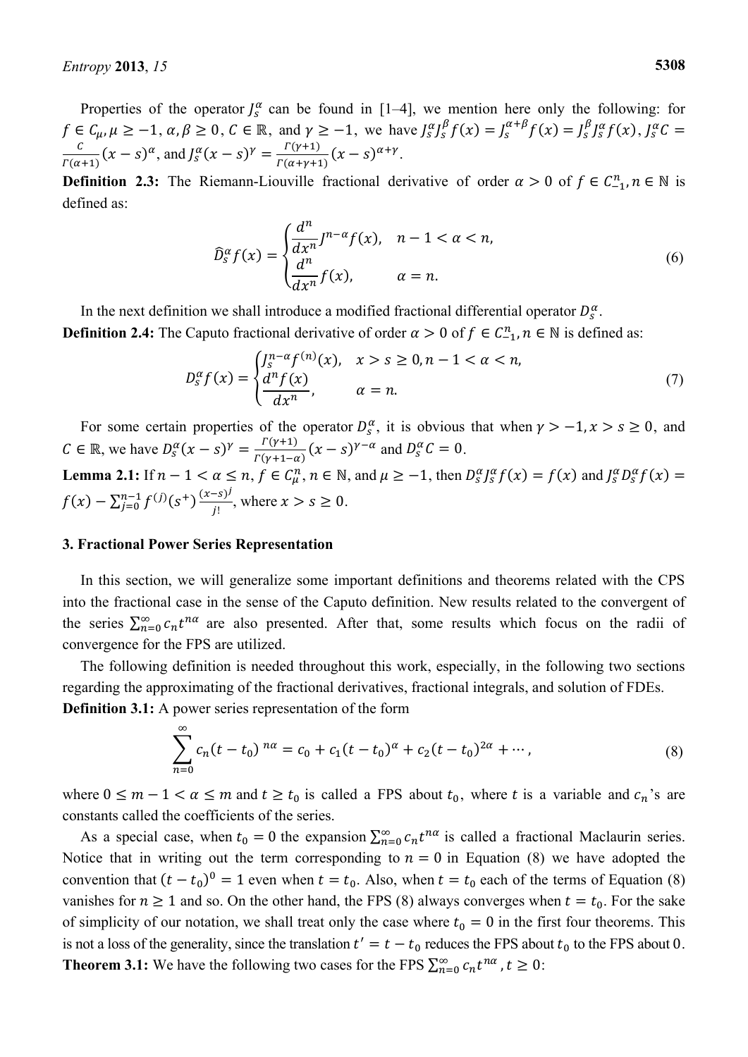Properties of the operator $J_s^\alpha$ can be found in [1–4], we mention here only the following: for $f \in C_\mu, \mu \geq -1$, $\alpha, \beta \geq 0$, $C \in \mathbb{R}$, and $\gamma \geq -1$, we have $J_s^\alpha J_s^\beta f(x) = J_s^{\alpha+\beta} f(x) = J_s^\beta J_s^\alpha f(x)$, $J_s^\alpha C = \frac{C}{\Gamma(\alpha+1)}(x-s)^\alpha$, and $J_s^\alpha (x-s)^\gamma = \frac{\Gamma(\gamma+1)}{\Gamma(\alpha+\gamma+1)}(x-s)^{\alpha+\gamma}$.

**Definition 2.3:** The Riemann-Liouville fractional derivative of order $\alpha > 0$ of $f \in C_{-1}^n, n \in \mathbb{N}$ is defined as:

$$\widehat{D}_s^\alpha f(x) = \begin{cases} \dfrac{d^n}{dx^n} J^{n-\alpha} f(x), & n-1 < \alpha < n, \\ \dfrac{d^n}{dx^n} f(x), & \alpha = n. \end{cases} \tag{6}$$

In the next definition we shall introduce a modified fractional differential operator $D_s^\alpha$.

**Definition 2.4:** The Caputo fractional derivative of order $\alpha > 0$ of $f \in C_{-1}^n, n \in \mathbb{N}$ is defined as:

$$D_s^\alpha f(x) = \begin{cases} J_s^{n-\alpha} f^{(n)}(x), & x > s \geq 0, n-1 < \alpha < n, \\ \dfrac{d^n f(x)}{dx^n}, & \alpha = n. \end{cases} \tag{7}$$

For some certain properties of the operator $D_s^\alpha$, it is obvious that when $\gamma > -1, x > s \geq 0$, and $C \in \mathbb{R}$, we have $D_s^\alpha (x-s)^\gamma = \frac{\Gamma(\gamma+1)}{\Gamma(\gamma+1-\alpha)}(x-s)^{\gamma-\alpha}$ and $D_s^\alpha C = 0$.

**Lemma 2.1:** If $n-1 < \alpha \leq n$, $f \in C_\mu^n$, $n \in \mathbb{N}$, and $\mu \geq -1$, then $D_s^\alpha J_s^\alpha f(x) = f(x)$ and $J_s^\alpha D_s^\alpha f(x) = f(x) - \sum_{j=0}^{n-1} f^{(j)}(s^+) \frac{(x-s)^j}{j!}$, where $x > s \geq 0$.

## 3. Fractional Power Series Representation

In this section, we will generalize some important definitions and theorems related with the CPS into the fractional case in the sense of the Caputo definition. New results related to the convergent of the series $\sum_{n=0}^\infty c_n t^{n\alpha}$ are also presented. After that, some results which focus on the radii of convergence for the FPS are utilized.

The following definition is needed throughout this work, especially, in the following two sections regarding the approximating of the fractional derivatives, fractional integrals, and solution of FDEs.

**Definition 3.1:** A power series representation of the form

$$\sum_{n=0}^\infty c_n (t-t_0)^{n\alpha} = c_0 + c_1 (t-t_0)^\alpha + c_2 (t-t_0)^{2\alpha} + \cdots, \tag{8}$$

where $0 \leq m-1 < \alpha \leq m$ and $t \geq t_0$ is called a FPS about $t_0$, where $t$ is a variable and $c_n$'s are constants called the coefficients of the series.

As a special case, when $t_0 = 0$ the expansion $\sum_{n=0}^\infty c_n t^{n\alpha}$ is called a fractional Maclaurin series. Notice that in writing out the term corresponding to $n = 0$ in Equation (8) we have adopted the convention that $(t-t_0)^0 = 1$ even when $t = t_0$. Also, when $t = t_0$ each of the terms of Equation (8) vanishes for $n \geq 1$ and so. On the other hand, the FPS (8) always converges when $t = t_0$. For the sake of simplicity of our notation, we shall treat only the case where $t_0 = 0$ in the first four theorems. This is not a loss of the generality, since the translation $t' = t - t_0$ reduces the FPS about $t_0$ to the FPS about $0$.

**Theorem 3.1:** We have the following two cases for the FPS $\sum_{n=0}^\infty c_n t^{n\alpha}, t \geq 0$: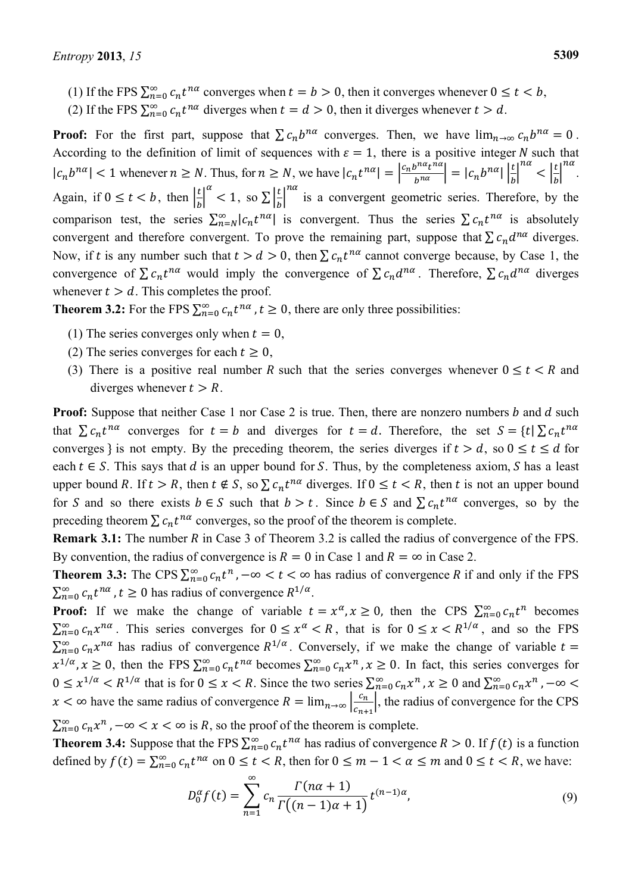(1) If the FPS $\sum_{n=0}^{\infty} c_n t^{n\alpha}$ converges when $t = b > 0$, then it converges whenever $0 \le t < b$,

(2) If the FPS $\sum_{n=0}^{\infty} c_n t^{n\alpha}$ diverges when $t = d > 0$, then it diverges whenever $t > d$.

**Proof:** For the first part, suppose that $\sum c_n b^{n\alpha}$ converges. Then, we have $\lim_{n\to\infty} c_n b^{n\alpha} = 0$. According to the definition of limit of sequences with $\varepsilon = 1$, there is a positive integer $N$ such that $|c_n b^{n\alpha}| < 1$ whenever $n \ge N$. Thus, for $n \ge N$, we have $|c_n t^{n\alpha}| = \left|\frac{c_n b^{n\alpha} t^{n\alpha}}{b^{n\alpha}}\right| = |c_n b^{n\alpha}| \left|\frac{t}{b}\right|^{n\alpha} < \left|\frac{t}{b}\right|^{n\alpha}$. Again, if $0 \le t < b$, then $\left|\frac{t}{b}\right|^{\alpha} < 1$, so $\sum \left|\frac{t}{b}\right|^{n\alpha}$ is a convergent geometric series. Therefore, by the comparison test, the series $\sum_{n=N}^{\infty} |c_n t^{n\alpha}|$ is convergent. Thus the series $\sum c_n t^{n\alpha}$ is absolutely convergent and therefore convergent. To prove the remaining part, suppose that $\sum c_n d^{n\alpha}$ diverges. Now, if $t$ is any number such that $t > d > 0$, then $\sum c_n t^{n\alpha}$ cannot converge because, by Case 1, the convergence of $\sum c_n t^{n\alpha}$ would imply the convergence of $\sum c_n d^{n\alpha}$. Therefore, $\sum c_n d^{n\alpha}$ diverges whenever $t > d$. This completes the proof.

**Theorem 3.2:** For the FPS $\sum_{n=0}^{\infty} c_n t^{n\alpha}, t \ge 0$, there are only three possibilities:

(1) The series converges only when $t = 0$,

(2) The series converges for each $t \ge 0$,

(3) There is a positive real number $R$ such that the series converges whenever $0 \le t < R$ and diverges whenever $t > R$.

**Proof:** Suppose that neither Case 1 nor Case 2 is true. Then, there are nonzero numbers $b$ and $d$ such that $\sum c_n t^{n\alpha}$ converges for $t = b$ and diverges for $t = d$. Therefore, the set $S = \{t | \sum c_n t^{n\alpha}$ converges $\}$ is not empty. By the preceding theorem, the series diverges if $t > d$, so $0 \le t \le d$ for each $t \in S$. This says that $d$ is an upper bound for $S$. Thus, by the completeness axiom, $S$ has a least upper bound $R$. If $t > R$, then $t \notin S$, so $\sum c_n t^{n\alpha}$ diverges. If $0 \le t < R$, then $t$ is not an upper bound for $S$ and so there exists $b \in S$ such that $b > t$. Since $b \in S$ and $\sum c_n t^{n\alpha}$ converges, so by the preceding theorem $\sum c_n t^{n\alpha}$ converges, so the proof of the theorem is complete.

**Remark 3.1:** The number $R$ in Case 3 of Theorem 3.2 is called the radius of convergence of the FPS. By convention, the radius of convergence is $R = 0$ in Case 1 and $R = \infty$ in Case 2.

**Theorem 3.3:** The CPS $\sum_{n=0}^{\infty} c_n t^n, -\infty < t < \infty$ has radius of convergence $R$ if and only if the FPS $\sum_{n=0}^{\infty} c_n t^{n\alpha}, t \ge 0$ has radius of convergence $R^{1/\alpha}$.

**Proof:** If we make the change of variable $t = x^{\alpha}, x \ge 0$, then the CPS $\sum_{n=0}^{\infty} c_n t^n$ becomes $\sum_{n=0}^{\infty} c_n x^{n\alpha}$. This series converges for $0 \le x^{\alpha} < R$, that is for $0 \le x < R^{1/\alpha}$, and so the FPS $\sum_{n=0}^{\infty} c_n x^{n\alpha}$ has radius of convergence $R^{1/\alpha}$. Conversely, if we make the change of variable $t = x^{1/\alpha}, x \ge 0$, then the FPS $\sum_{n=0}^{\infty} c_n t^{n\alpha}$ becomes $\sum_{n=0}^{\infty} c_n x^n, x \ge 0$. In fact, this series converges for $0 \le x^{1/\alpha} < R^{1/\alpha}$ that is for $0 \le x < R$. Since the two series $\sum_{n=0}^{\infty} c_n x^n, x \ge 0$ and $\sum_{n=0}^{\infty} c_n x^n, -\infty < x < \infty$ have the same radius of convergence $R = \lim_{n\to\infty} \left|\frac{c_n}{c_{n+1}}\right|$, the radius of convergence for the CPS $\sum_{n=0}^{\infty} c_n x^n, -\infty < x < \infty$ is $R$, so the proof of the theorem is complete.

**Theorem 3.4:** Suppose that the FPS $\sum_{n=0}^{\infty} c_n t^{n\alpha}$ has radius of convergence $R > 0$. If $f(t)$ is a function defined by $f(t) = \sum_{n=0}^{\infty} c_n t^{n\alpha}$ on $0 \le t < R$, then for $0 \le m - 1 < \alpha \le m$ and $0 \le t < R$, we have:

$$D_0^{\alpha} f(t) = \sum_{n=1}^{\infty} c_n \frac{\Gamma(n\alpha + 1)}{\Gamma((n-1)\alpha + 1)} t^{(n-1)\alpha}, \tag{9}$$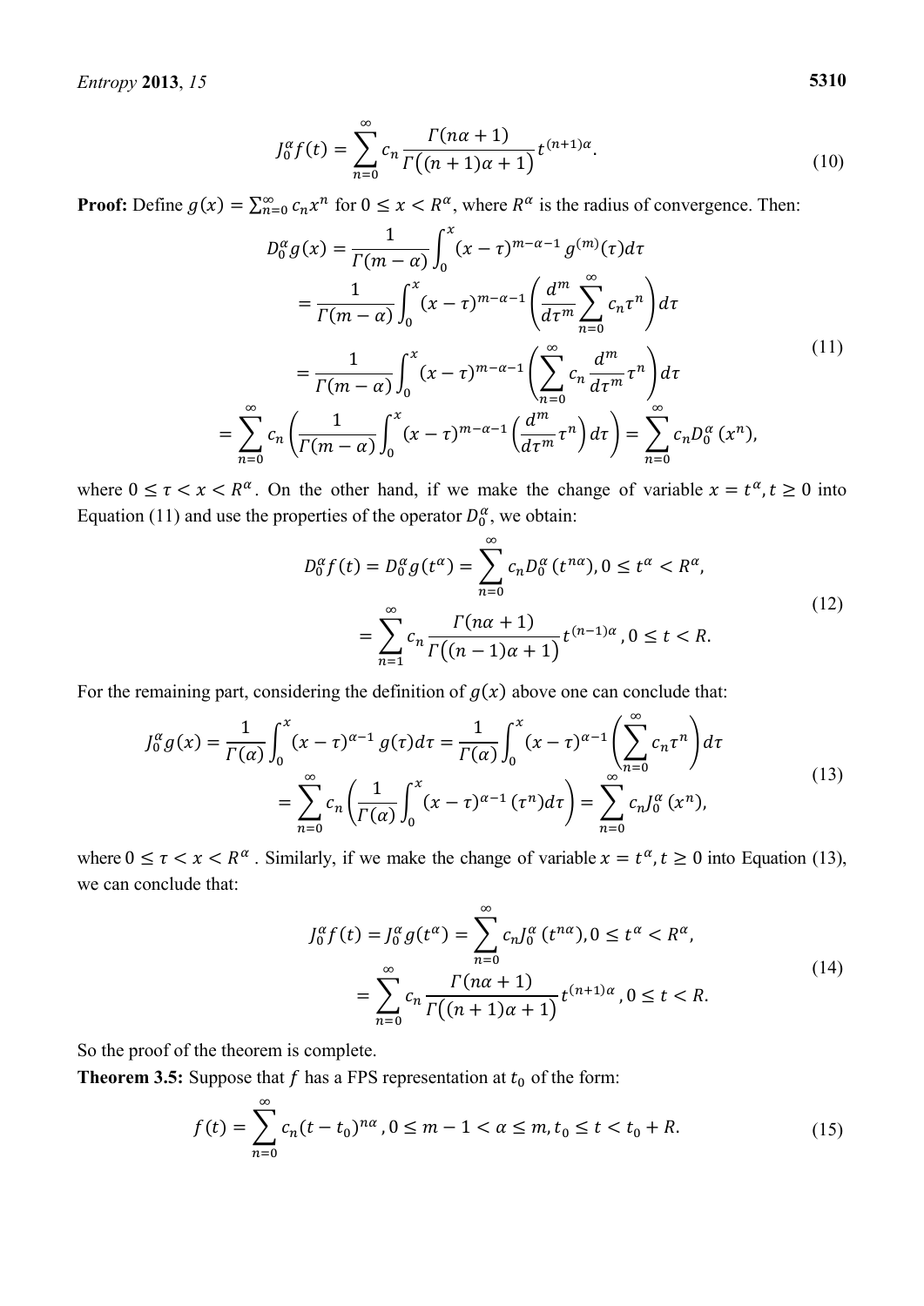$$J_0^{\alpha} f(t) = \sum_{n=0}^{\infty} c_n \frac{\Gamma(n\alpha + 1)}{\Gamma\big((n+1)\alpha + 1\big)} t^{(n+1)\alpha}. \tag{10}$$

**Proof:** Define $g(x) = \sum_{n=0}^{\infty} c_n x^n$ for $0 \le x < R^{\alpha}$, where $R^{\alpha}$ is the radius of convergence. Then:

$$\begin{aligned}
D_0^{\alpha} g(x) &= \frac{1}{\Gamma(m-\alpha)} \int_0^x (x-\tau)^{m-\alpha-1} g^{(m)}(\tau) d\tau \\
&= \frac{1}{\Gamma(m-\alpha)} \int_0^x (x-\tau)^{m-\alpha-1} \left( \frac{d^m}{d\tau^m} \sum_{n=0}^{\infty} c_n \tau^n \right) d\tau \\
&= \frac{1}{\Gamma(m-\alpha)} \int_0^x (x-\tau)^{m-\alpha-1} \left( \sum_{n=0}^{\infty} c_n \frac{d^m}{d\tau^m} \tau^n \right) d\tau \\
&= \sum_{n=0}^{\infty} c_n \left( \frac{1}{\Gamma(m-\alpha)} \int_0^x (x-\tau)^{m-\alpha-1} \left( \frac{d^m}{d\tau^m} \tau^n \right) d\tau \right) = \sum_{n=0}^{\infty} c_n D_0^{\alpha} (x^n),
\end{aligned} \tag{11}$$

where $0 \le \tau < x < R^{\alpha}$. On the other hand, if we make the change of variable $x = t^{\alpha}, t \ge 0$ into Equation (11) and use the properties of the operator $D_0^{\alpha}$, we obtain:

$$\begin{aligned}
D_0^{\alpha} f(t) = D_0^{\alpha} g(t^{\alpha}) &= \sum_{n=0}^{\infty} c_n D_0^{\alpha} (t^{n\alpha}), 0 \le t^{\alpha} < R^{\alpha}, \\
&= \sum_{n=1}^{\infty} c_n \frac{\Gamma(n\alpha + 1)}{\Gamma\big((n-1)\alpha + 1\big)} t^{(n-1)\alpha}, 0 \le t < R.
\end{aligned} \tag{12}$$

For the remaining part, considering the definition of $g(x)$ above one can conclude that:

$$\begin{aligned}
J_0^{\alpha} g(x) = \frac{1}{\Gamma(\alpha)} \int_0^x (x-\tau)^{\alpha-1} g(\tau) d\tau &= \frac{1}{\Gamma(\alpha)} \int_0^x (x-\tau)^{\alpha-1} \left( \sum_{n=0}^{\infty} c_n \tau^n \right) d\tau \\
&= \sum_{n=0}^{\infty} c_n \left( \frac{1}{\Gamma(\alpha)} \int_0^x (x-\tau)^{\alpha-1} (\tau^n) d\tau \right) = \sum_{n=0}^{\infty} c_n J_0^{\alpha} (x^n),
\end{aligned} \tag{13}$$

where $0 \le \tau < x < R^{\alpha}$. Similarly, if we make the change of variable $x = t^{\alpha}, t \ge 0$ into Equation (13), we can conclude that:

$$\begin{aligned}
J_0^{\alpha} f(t) = J_0^{\alpha} g(t^{\alpha}) &= \sum_{n=0}^{\infty} c_n J_0^{\alpha} (t^{n\alpha}), 0 \le t^{\alpha} < R^{\alpha}, \\
&= \sum_{n=0}^{\infty} c_n \frac{\Gamma(n\alpha + 1)}{\Gamma\big((n+1)\alpha + 1\big)} t^{(n+1)\alpha}, 0 \le t < R.
\end{aligned} \tag{14}$$

So the proof of the theorem is complete.

**Theorem 3.5:** Suppose that $f$ has a FPS representation at $t_0$ of the form:

$$f(t) = \sum_{n=0}^{\infty} c_n (t - t_0)^{n\alpha}, 0 \le m - 1 < \alpha \le m, t_0 \le t < t_0 + R. \tag{15}$$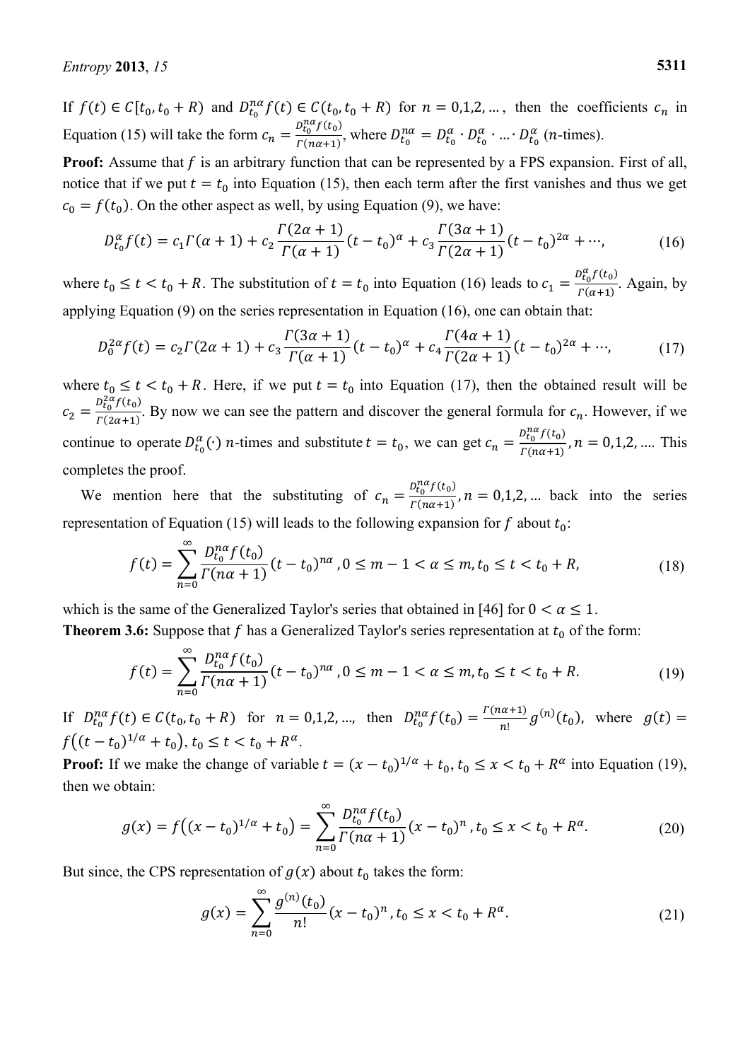If $f(t) \in C[t_0, t_0 + R)$ and $D_{t_0}^{n\alpha} f(t) \in C(t_0, t_0 + R)$ for $n = 0,1,2,\ldots$, then the coefficients $c_n$ in Equation (15) will take the form $c_n = \frac{D_{t_0}^{n\alpha} f(t_0)}{\Gamma(n\alpha+1)}$, where $D_{t_0}^{n\alpha} = D_{t_0}^{\alpha} \cdot D_{t_0}^{\alpha} \cdot \ldots \cdot D_{t_0}^{\alpha}$ ($n$-times).

**Proof:** Assume that $f$ is an arbitrary function that can be represented by a FPS expansion. First of all, notice that if we put $t = t_0$ into Equation (15), then each term after the first vanishes and thus we get $c_0 = f(t_0)$. On the other aspect as well, by using Equation (9), we have:

$$D_{t_0}^{\alpha} f(t) = c_1 \Gamma(\alpha + 1) + c_2 \frac{\Gamma(2\alpha + 1)}{\Gamma(\alpha + 1)} (t - t_0)^{\alpha} + c_3 \frac{\Gamma(3\alpha + 1)}{\Gamma(2\alpha + 1)} (t - t_0)^{2\alpha} + \cdots, \tag{16}$$

where $t_0 \leq t < t_0 + R$. The substitution of $t = t_0$ into Equation (16) leads to $c_1 = \frac{D_{t_0}^{\alpha} f(t_0)}{\Gamma(\alpha+1)}$. Again, by applying Equation (9) on the series representation in Equation (16), one can obtain that:

$$D_0^{2\alpha} f(t) = c_2 \Gamma(2\alpha + 1) + c_3 \frac{\Gamma(3\alpha + 1)}{\Gamma(\alpha + 1)} (t - t_0)^{\alpha} + c_4 \frac{\Gamma(4\alpha + 1)}{\Gamma(2\alpha + 1)} (t - t_0)^{2\alpha} + \cdots, \tag{17}$$

where $t_0 \leq t < t_0 + R$. Here, if we put $t = t_0$ into Equation (17), then the obtained result will be $c_2 = \frac{D_{t_0}^{2\alpha} f(t_0)}{\Gamma(2\alpha+1)}$. By now we can see the pattern and discover the general formula for $c_n$. However, if we continue to operate $D_{t_0}^{\alpha}(\cdot)$ $n$-times and substitute $t = t_0$, we can get $c_n = \frac{D_{t_0}^{n\alpha} f(t_0)}{\Gamma(n\alpha+1)}, n = 0,1,2, \ldots$. This completes the proof.

We mention here that the substituting of $c_n = \frac{D_{t_0}^{n\alpha} f(t_0)}{\Gamma(n\alpha+1)}, n = 0,1,2, \ldots$ back into the series representation of Equation (15) will leads to the following expansion for $f$ about $t_0$:

$$f(t) = \sum_{n=0}^{\infty} \frac{D_{t_0}^{n\alpha} f(t_0)}{\Gamma(n\alpha + 1)} (t - t_0)^{n\alpha}, 0 \leq m - 1 < \alpha \leq m, t_0 \leq t < t_0 + R, \tag{18}$$

which is the same of the Generalized Taylor's series that obtained in [46] for $0 < \alpha \leq 1$.

**Theorem 3.6:** Suppose that $f$ has a Generalized Taylor's series representation at $t_0$ of the form:

$$f(t) = \sum_{n=0}^{\infty} \frac{D_{t_0}^{n\alpha} f(t_0)}{\Gamma(n\alpha + 1)} (t - t_0)^{n\alpha}, 0 \leq m - 1 < \alpha \leq m, t_0 \leq t < t_0 + R. \tag{19}$$

If $D_{t_0}^{n\alpha} f(t) \in C(t_0, t_0 + R)$ for $n = 0,1,2, \ldots$, then $D_{t_0}^{n\alpha} f(t_0) = \frac{\Gamma(n\alpha+1)}{n!} g^{(n)}(t_0)$, where $g(t) = f\left((t - t_0)^{1/\alpha} + t_0\right), t_0 \leq t < t_0 + R^{\alpha}$.

**Proof:** If we make the change of variable $t = (x - t_0)^{1/\alpha} + t_0, t_0 \leq x < t_0 + R^{\alpha}$ into Equation (19), then we obtain:

$$g(x) = f\left((x - t_0)^{1/\alpha} + t_0\right) = \sum_{n=0}^{\infty} \frac{D_{t_0}^{n\alpha} f(t_0)}{\Gamma(n\alpha + 1)} (x - t_0)^{n}, t_0 \leq x < t_0 + R^{\alpha}. \tag{20}$$

But since, the CPS representation of $g(x)$ about $t_0$ takes the form:

$$g(x) = \sum_{n=0}^{\infty} \frac{g^{(n)}(t_0)}{n!} (x - t_0)^{n}, t_0 \leq x < t_0 + R^{\alpha}. \tag{21}$$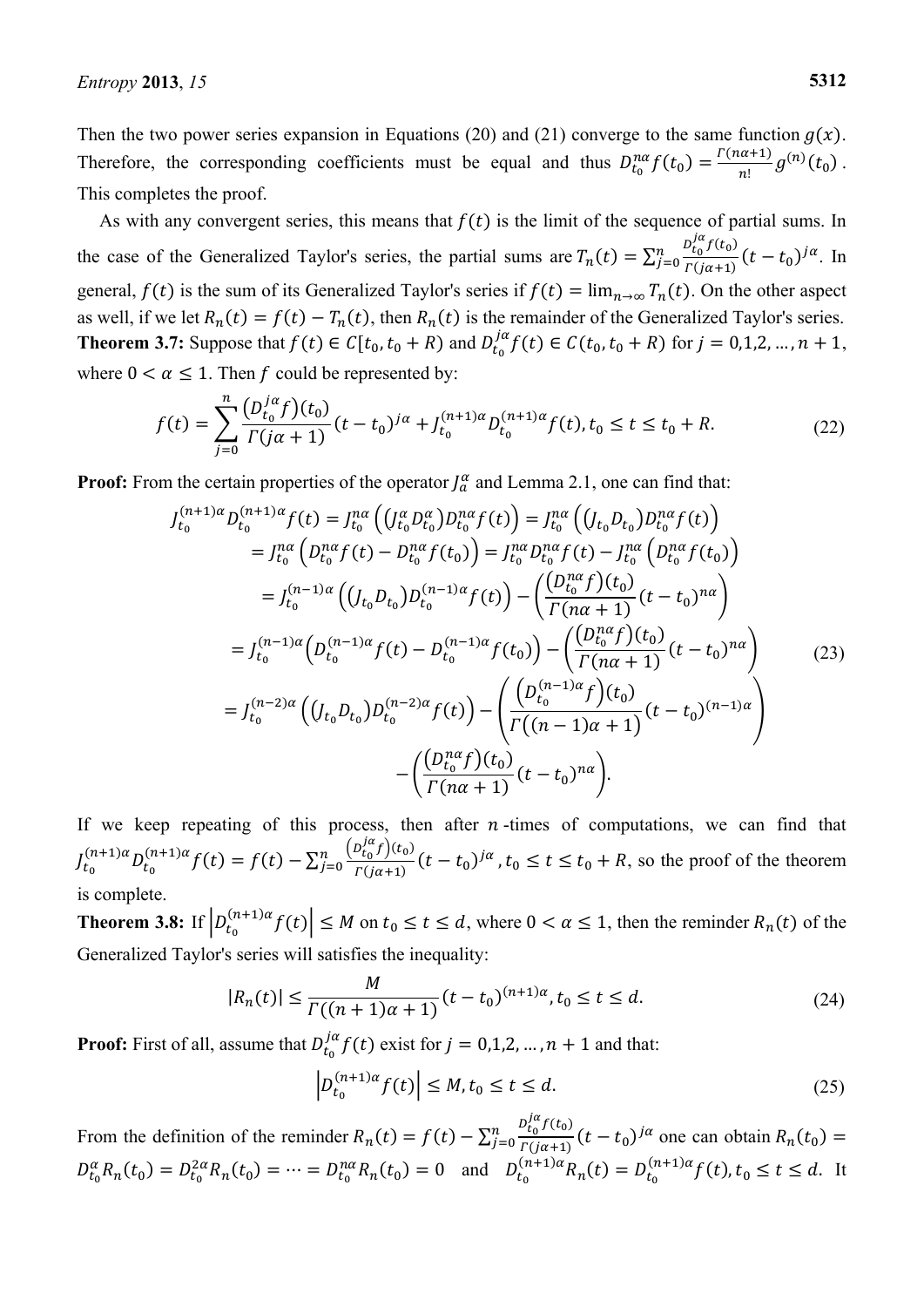Then the two power series expansion in Equations (20) and (21) converge to the same function $g(x)$. Therefore, the corresponding coefficients must be equal and thus $D_{t_0}^{n\alpha} f(t_0) = \frac{\Gamma(n\alpha+1)}{n!} g^{(n)}(t_0)$. This completes the proof.

As with any convergent series, this means that $f(t)$ is the limit of the sequence of partial sums. In the case of the Generalized Taylor's series, the partial sums are $T_n(t) = \sum_{j=0}^{n} \frac{D_{t_0}^{j\alpha} f(t_0)}{\Gamma(j\alpha+1)} (t-t_0)^{j\alpha}$. In general, $f(t)$ is the sum of its Generalized Taylor's series if $f(t) = \lim_{n\to\infty} T_n(t)$. On the other aspect as well, if we let $R_n(t) = f(t) - T_n(t)$, then $R_n(t)$ is the remainder of the Generalized Taylor's series.

**Theorem 3.7:** Suppose that $f(t) \in C[t_0, t_0 + R)$ and $D_{t_0}^{j\alpha} f(t) \in C(t_0, t_0 + R)$ for $j = 0,1,2,\dots,n+1$, where $0 < \alpha \leq 1$. Then $f$ could be represented by:

$$f(t) = \sum_{j=0}^{n} \frac{\left(D_{t_0}^{j\alpha} f\right)(t_0)}{\Gamma(j\alpha+1)} (t-t_0)^{j\alpha} + J_{t_0}^{(n+1)\alpha} D_{t_0}^{(n+1)\alpha} f(t), t_0 \leq t \leq t_0 + R. \tag{22}$$

**Proof:** From the certain properties of the operator $J_a^\alpha$ and Lemma 2.1, one can find that:

$$\begin{aligned}
J_{t_0}^{(n+1)\alpha} D_{t_0}^{(n+1)\alpha} f(t) &= J_{t_0}^{n\alpha}\left(\left(J_{t_0}^{\alpha} D_{t_0}^{\alpha}\right) D_{t_0}^{n\alpha} f(t)\right) = J_{t_0}^{n\alpha}\left(\left(J_{t_0} D_{t_0}\right) D_{t_0}^{n\alpha} f(t)\right) \\
&= J_{t_0}^{n\alpha}\left(D_{t_0}^{n\alpha} f(t) - D_{t_0}^{n\alpha} f(t_0)\right) = J_{t_0}^{n\alpha} D_{t_0}^{n\alpha} f(t) - J_{t_0}^{n\alpha}\left(D_{t_0}^{n\alpha} f(t_0)\right) \\
&= J_{t_0}^{(n-1)\alpha}\left(\left(J_{t_0} D_{t_0}\right) D_{t_0}^{(n-1)\alpha} f(t)\right) - \left(\frac{\left(D_{t_0}^{n\alpha} f\right)(t_0)}{\Gamma(n\alpha+1)} (t-t_0)^{n\alpha}\right) \\
&= J_{t_0}^{(n-1)\alpha}\left(D_{t_0}^{(n-1)\alpha} f(t) - D_{t_0}^{(n-1)\alpha} f(t_0)\right) - \left(\frac{\left(D_{t_0}^{n\alpha} f\right)(t_0)}{\Gamma(n\alpha+1)} (t-t_0)^{n\alpha}\right) \\
&= J_{t_0}^{(n-2)\alpha}\left(\left(J_{t_0} D_{t_0}\right) D_{t_0}^{(n-2)\alpha} f(t)\right) - \left(\frac{\left(D_{t_0}^{(n-1)\alpha} f\right)(t_0)}{\Gamma((n-1)\alpha+1)} (t-t_0)^{(n-1)\alpha}\right) \\
&\quad - \left(\frac{\left(D_{t_0}^{n\alpha} f\right)(t_0)}{\Gamma(n\alpha+1)} (t-t_0)^{n\alpha}\right).
\end{aligned} \tag{23}$$

If we keep repeating of this process, then after $n$-times of computations, we can find that $J_{t_0}^{(n+1)\alpha} D_{t_0}^{(n+1)\alpha} f(t) = f(t) - \sum_{j=0}^{n} \frac{\left(D_{t_0}^{j\alpha} f\right)(t_0)}{\Gamma(j\alpha+1)} (t-t_0)^{j\alpha}, t_0 \leq t \leq t_0 + R$, so the proof of the theorem is complete.

**Theorem 3.8:** If $\left|D_{t_0}^{(n+1)\alpha} f(t)\right| \leq M$ on $t_0 \leq t \leq d$, where $0 < \alpha \leq 1$, then the reminder $R_n(t)$ of the Generalized Taylor's series will satisfies the inequality:

$$|R_n(t)| \leq \frac{M}{\Gamma((n+1)\alpha+1)} (t-t_0)^{(n+1)\alpha}, t_0 \leq t \leq d. \tag{24}$$

**Proof:** First of all, assume that $D_{t_0}^{j\alpha} f(t)$ exist for $j = 0,1,2,\dots,n+1$ and that:

$$\left|D_{t_0}^{(n+1)\alpha} f(t)\right| \leq M, t_0 \leq t \leq d. \tag{25}$$

From the definition of the reminder $R_n(t) = f(t) - \sum_{j=0}^{n} \frac{D_{t_0}^{j\alpha} f(t_0)}{\Gamma(j\alpha+1)} (t-t_0)^{j\alpha}$ one can obtain $R_n(t_0) = D_{t_0}^{\alpha} R_n(t_0) = D_{t_0}^{2\alpha} R_n(t_0) = \dots = D_{t_0}^{n\alpha} R_n(t_0) = 0$ and $D_{t_0}^{(n+1)\alpha} R_n(t) = D_{t_0}^{(n+1)\alpha} f(t), t_0 \leq t \leq d$. It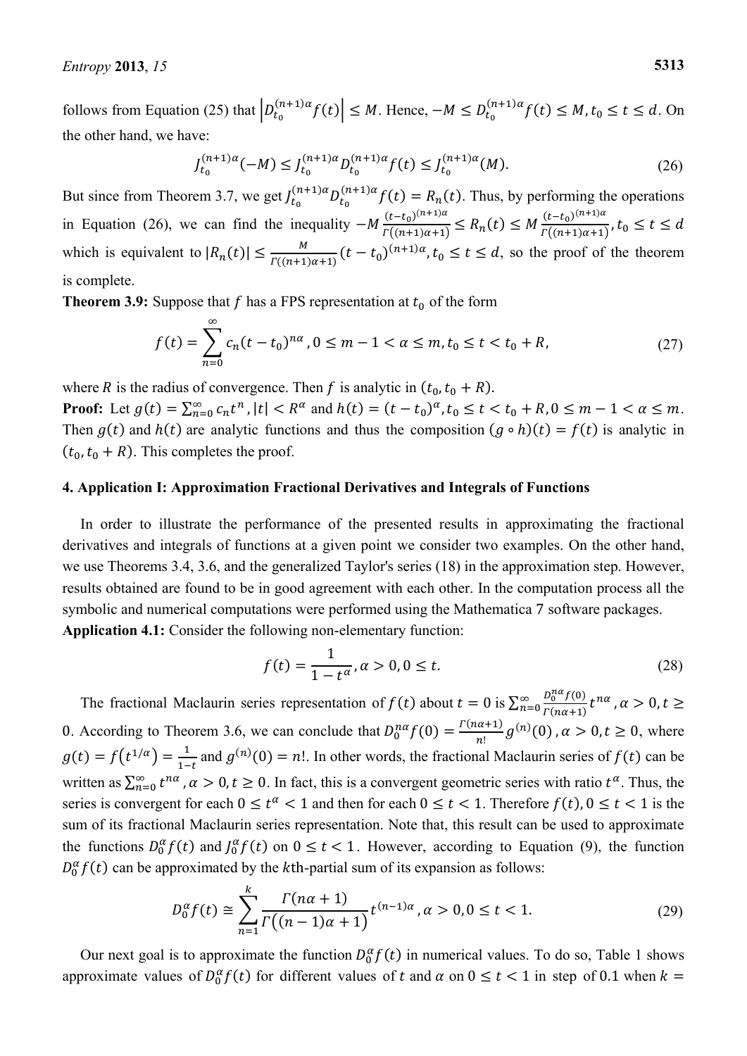follows from Equation (25) that $\left|D_{t_0}^{(n+1)\alpha}f(t)\right| \leq M$. Hence, $-M \leq D_{t_0}^{(n+1)\alpha}f(t) \leq M, t_0 \leq t \leq d$. On the other hand, we have:

$$J_{t_0}^{(n+1)\alpha}(-M) \leq J_{t_0}^{(n+1)\alpha}D_{t_0}^{(n+1)\alpha}f(t) \leq J_{t_0}^{(n+1)\alpha}(M). \tag{26}$$

But since from Theorem 3.7, we get $J_{t_0}^{(n+1)\alpha}D_{t_0}^{(n+1)\alpha}f(t) = R_n(t)$. Thus, by performing the operations in Equation (26), we can find the inequality $-M\frac{(t-t_0)^{(n+1)\alpha}}{\Gamma((n+1)\alpha+1)} \leq R_n(t) \leq M\frac{(t-t_0)^{(n+1)\alpha}}{\Gamma((n+1)\alpha+1)}, t_0 \leq t \leq d$ which is equivalent to $|R_n(t)| \leq \frac{M}{\Gamma((n+1)\alpha+1)}(t-t_0)^{(n+1)\alpha}, t_0 \leq t \leq d$, so the proof of the theorem is complete.

**Theorem 3.9:** Suppose that $f$ has a FPS representation at $t_0$ of the form

$$f(t) = \sum_{n=0}^{\infty} c_n(t-t_0)^{n\alpha}, 0 \leq m-1 < \alpha \leq m, t_0 \leq t < t_0 + R, \tag{27}$$

where $R$ is the radius of convergence. Then $f$ is analytic in $(t_0, t_0 + R)$.

**Proof:** Let $g(t) = \sum_{n=0}^{\infty} c_n t^n, |t| < R^{\alpha}$ and $h(t) = (t-t_0)^{\alpha}, t_0 \leq t < t_0 + R, 0 \leq m-1 < \alpha \leq m$. Then $g(t)$ and $h(t)$ are analytic functions and thus the composition $(g \circ h)(t) = f(t)$ is analytic in $(t_0, t_0 + R)$. This completes the proof.

## 4. Application I: Approximation Fractional Derivatives and Integrals of Functions

In order to illustrate the performance of the presented results in approximating the fractional derivatives and integrals of functions at a given point we consider two examples. On the other hand, we use Theorems 3.4, 3.6, and the generalized Taylor's series (18) in the approximation step. However, results obtained are found to be in good agreement with each other. In the computation process all the symbolic and numerical computations were performed using the Mathematica 7 software packages.

**Application 4.1:** Consider the following non-elementary function:

$$f(t) = \frac{1}{1-t^{\alpha}}, \alpha > 0, 0 \leq t. \tag{28}$$

The fractional Maclaurin series representation of $f(t)$ about $t = 0$ is $\sum_{n=0}^{\infty}\frac{D_0^{n\alpha}f(0)}{\Gamma(n\alpha+1)}t^{n\alpha}, \alpha > 0, t \geq 0$. According to Theorem 3.6, we can conclude that $D_0^{n\alpha}f(0) = \frac{\Gamma(n\alpha+1)}{n!}g^{(n)}(0), \alpha > 0, t \geq 0$, where $g(t) = f(t^{1/\alpha}) = \frac{1}{1-t}$ and $g^{(n)}(0) = n!$. In other words, the fractional Maclaurin series of $f(t)$ can be written as $\sum_{n=0}^{\infty} t^{n\alpha}, \alpha > 0, t \geq 0$. In fact, this is a convergent geometric series with ratio $t^{\alpha}$. Thus, the series is convergent for each $0 \leq t^{\alpha} < 1$ and then for each $0 \leq t < 1$. Therefore $f(t), 0 \leq t < 1$ is the sum of its fractional Maclaurin series representation. Note that, this result can be used to approximate the functions $D_0^{\alpha}f(t)$ and $J_0^{\alpha}f(t)$ on $0 \leq t < 1$. However, according to Equation (9), the function $D_0^{\alpha}f(t)$ can be approximated by the $k$th-partial sum of its expansion as follows:

$$D_0^{\alpha}f(t) \cong \sum_{n=1}^{k}\frac{\Gamma(n\alpha+1)}{\Gamma((n-1)\alpha+1)}t^{(n-1)\alpha}, \alpha > 0, 0 \leq t < 1. \tag{29}$$

Our next goal is to approximate the function $D_0^{\alpha}f(t)$ in numerical values. To do so, Table 1 shows approximate values of $D_0^{\alpha}f(t)$ for different values of $t$ and $\alpha$ on $0 \leq t < 1$ in step of 0.1 when $k =$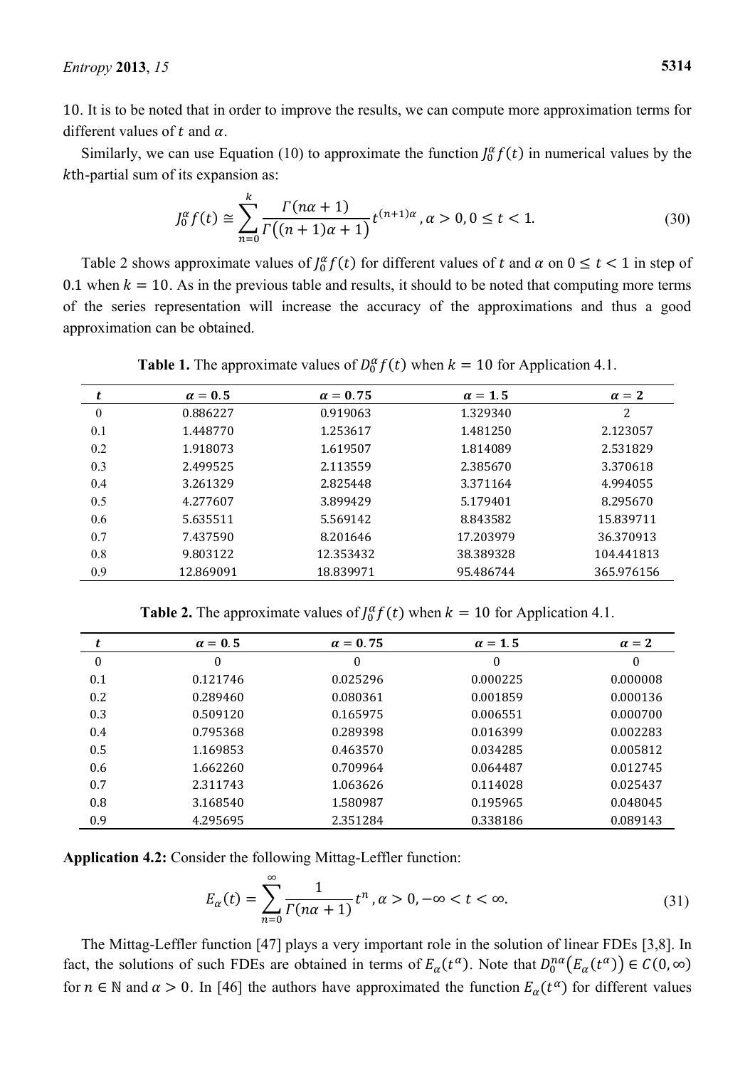10. It is to be noted that in order to improve the results, we can compute more approximation terms for different values of $t$ and $\alpha$.

Similarly, we can use Equation (10) to approximate the function $J_0^\alpha f(t)$ in numerical values by the $k$th-partial sum of its expansion as:

$$J_0^\alpha f(t) \cong \sum_{n=0}^{k} \frac{\Gamma(n\alpha+1)}{\Gamma\big((n+1)\alpha+1\big)} t^{(n+1)\alpha}, \alpha > 0, 0 \leq t < 1. \tag{30}$$

Table 2 shows approximate values of $J_0^\alpha f(t)$ for different values of $t$ and $\alpha$ on $0 \leq t < 1$ in step of 0.1 when $k = 10$. As in the previous table and results, it should to be noted that computing more terms of the series representation will increase the accuracy of the approximations and thus a good approximation can be obtained.

**Table 1.** The approximate values of $D_0^\alpha f(t)$ when $k = 10$ for Application 4.1.

| $t$ | $\alpha = 0.5$ | $\alpha = 0.75$ | $\alpha = 1.5$ | $\alpha = 2$ |
|---|---|---|---|---|
| 0 | 0.886227 | 0.919063 | 1.329340 | 2 |
| 0.1 | 1.448770 | 1.253617 | 1.481250 | 2.123057 |
| 0.2 | 1.918073 | 1.619507 | 1.814089 | 2.531829 |
| 0.3 | 2.499525 | 2.113559 | 2.385670 | 3.370618 |
| 0.4 | 3.261329 | 2.825448 | 3.371164 | 4.994055 |
| 0.5 | 4.277607 | 3.899429 | 5.179401 | 8.295670 |
| 0.6 | 5.635511 | 5.569142 | 8.843582 | 15.839711 |
| 0.7 | 7.437590 | 8.201646 | 17.203979 | 36.370913 |
| 0.8 | 9.803122 | 12.353432 | 38.389328 | 104.441813 |
| 0.9 | 12.869091 | 18.839971 | 95.486744 | 365.976156 |

**Table 2.** The approximate values of $J_0^\alpha f(t)$ when $k = 10$ for Application 4.1.

| $t$ | $\alpha = 0.5$ | $\alpha = 0.75$ | $\alpha = 1.5$ | $\alpha = 2$ |
|---|---|---|---|---|
| 0 | 0 | 0 | 0 | 0 |
| 0.1 | 0.121746 | 0.025296 | 0.000225 | 0.000008 |
| 0.2 | 0.289460 | 0.080361 | 0.001859 | 0.000136 |
| 0.3 | 0.509120 | 0.165975 | 0.006551 | 0.000700 |
| 0.4 | 0.795368 | 0.289398 | 0.016399 | 0.002283 |
| 0.5 | 1.169853 | 0.463570 | 0.034285 | 0.005812 |
| 0.6 | 1.662260 | 0.709964 | 0.064487 | 0.012745 |
| 0.7 | 2.311743 | 1.063626 | 0.114028 | 0.025437 |
| 0.8 | 3.168540 | 1.580987 | 0.195965 | 0.048045 |
| 0.9 | 4.295695 | 2.351284 | 0.338186 | 0.089143 |

**Application 4.2:** Consider the following Mittag-Leffler function:

$$E_\alpha(t) = \sum_{n=0}^{\infty} \frac{1}{\Gamma(n\alpha+1)} t^n, \alpha > 0, -\infty < t < \infty. \tag{31}$$

The Mittag-Leffler function [47] plays a very important role in the solution of linear FDEs [3,8]. In fact, the solutions of such FDEs are obtained in terms of $E_\alpha(t^\alpha)$. Note that $D_0^{n\alpha}\big(E_\alpha(t^\alpha)\big) \in C(0,\infty)$ for $n \in \mathbb{N}$ and $\alpha > 0$. In [46] the authors have approximated the function $E_\alpha(t^\alpha)$ for different values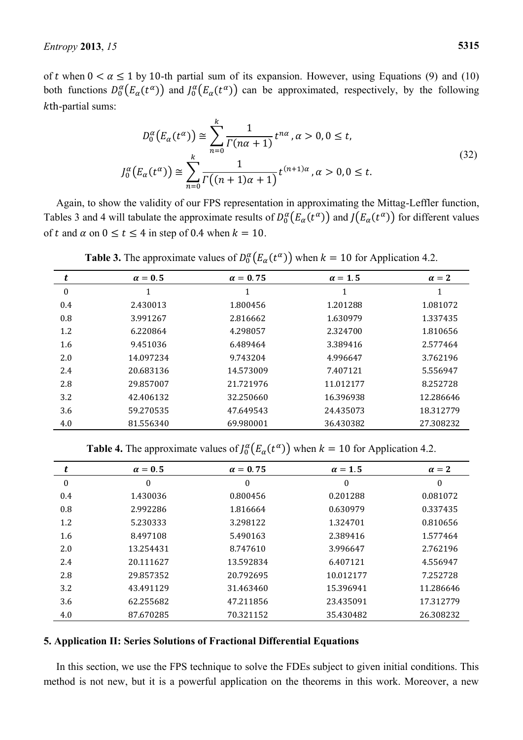of $t$ when $0 < \alpha \leq 1$ by 10-th partial sum of its expansion. However, using Equations (9) and (10) both functions $D_0^{\alpha}\left(E_{\alpha}(t^{\alpha})\right)$ and $J_0^{\alpha}\left(E_{\alpha}(t^{\alpha})\right)$ can be approximated, respectively, by the following $k$th-partial sums:

$$
\begin{aligned}
D_0^{\alpha}\left(E_{\alpha}(t^{\alpha})\right) &\cong \sum_{n=0}^{k} \frac{1}{\Gamma(n\alpha + 1)} t^{n\alpha}, \alpha > 0, 0 \leq t, \\
J_0^{\alpha}\left(E_{\alpha}(t^{\alpha})\right) &\cong \sum_{n=0}^{k} \frac{1}{\Gamma\left((n+1)\alpha + 1\right)} t^{(n+1)\alpha}, \alpha > 0, 0 \leq t.
\end{aligned}
\tag{32}
$$

Again, to show the validity of our FPS representation in approximating the Mittag-Leffler function, Tables 3 and 4 will tabulate the approximate results of $D_0^{\alpha}\left(E_{\alpha}(t^{\alpha})\right)$ and $J\left(E_{\alpha}(t^{\alpha})\right)$ for different values of $t$ and $\alpha$ on $0 \leq t \leq 4$ in step of 0.4 when $k = 10$.

**Table 3.** The approximate values of $D_0^{\alpha}\left(E_{\alpha}(t^{\alpha})\right)$ when $k = 10$ for Application 4.2.

| $t$ | $\alpha = 0.5$ | $\alpha = 0.75$ | $\alpha = 1.5$ | $\alpha = 2$ |
|---|---|---|---|---|
| 0 | 1 | 1 | 1 | 1 |
| 0.4 | 2.430013 | 1.800456 | 1.201288 | 1.081072 |
| 0.8 | 3.991267 | 2.816662 | 1.630979 | 1.337435 |
| 1.2 | 6.220864 | 4.298057 | 2.324700 | 1.810656 |
| 1.6 | 9.451036 | 6.489464 | 3.389416 | 2.577464 |
| 2.0 | 14.097234 | 9.743204 | 4.996647 | 3.762196 |
| 2.4 | 20.683136 | 14.573009 | 7.407121 | 5.556947 |
| 2.8 | 29.857007 | 21.721976 | 11.012177 | 8.252728 |
| 3.2 | 42.406132 | 32.250660 | 16.396938 | 12.286646 |
| 3.6 | 59.270535 | 47.649543 | 24.435073 | 18.312779 |
| 4.0 | 81.556340 | 69.980001 | 36.430382 | 27.308232 |

**Table 4.** The approximate values of $J_0^{\alpha}\left(E_{\alpha}(t^{\alpha})\right)$ when $k = 10$ for Application 4.2.

| $t$ | $\alpha = 0.5$ | $\alpha = 0.75$ | $\alpha = 1.5$ | $\alpha = 2$ |
|---|---|---|---|---|
| 0 | 0 | 0 | 0 | 0 |
| 0.4 | 1.430036 | 0.800456 | 0.201288 | 0.081072 |
| 0.8 | 2.992286 | 1.816664 | 0.630979 | 0.337435 |
| 1.2 | 5.230333 | 3.298122 | 1.324701 | 0.810656 |
| 1.6 | 8.497108 | 5.490163 | 2.389416 | 1.577464 |
| 2.0 | 13.254431 | 8.747610 | 3.996647 | 2.762196 |
| 2.4 | 20.111627 | 13.592834 | 6.407121 | 4.556947 |
| 2.8 | 29.857352 | 20.792695 | 10.012177 | 7.252728 |
| 3.2 | 43.491129 | 31.463460 | 15.396941 | 11.286646 |
| 3.6 | 62.255682 | 47.211856 | 23.435091 | 17.312779 |
| 4.0 | 87.670285 | 70.321152 | 35.430482 | 26.308232 |

## 5. Application II: Series Solutions of Fractional Differential Equations

In this section, we use the FPS technique to solve the FDEs subject to given initial conditions. This method is not new, but it is a powerful application on the theorems in this work. Moreover, a new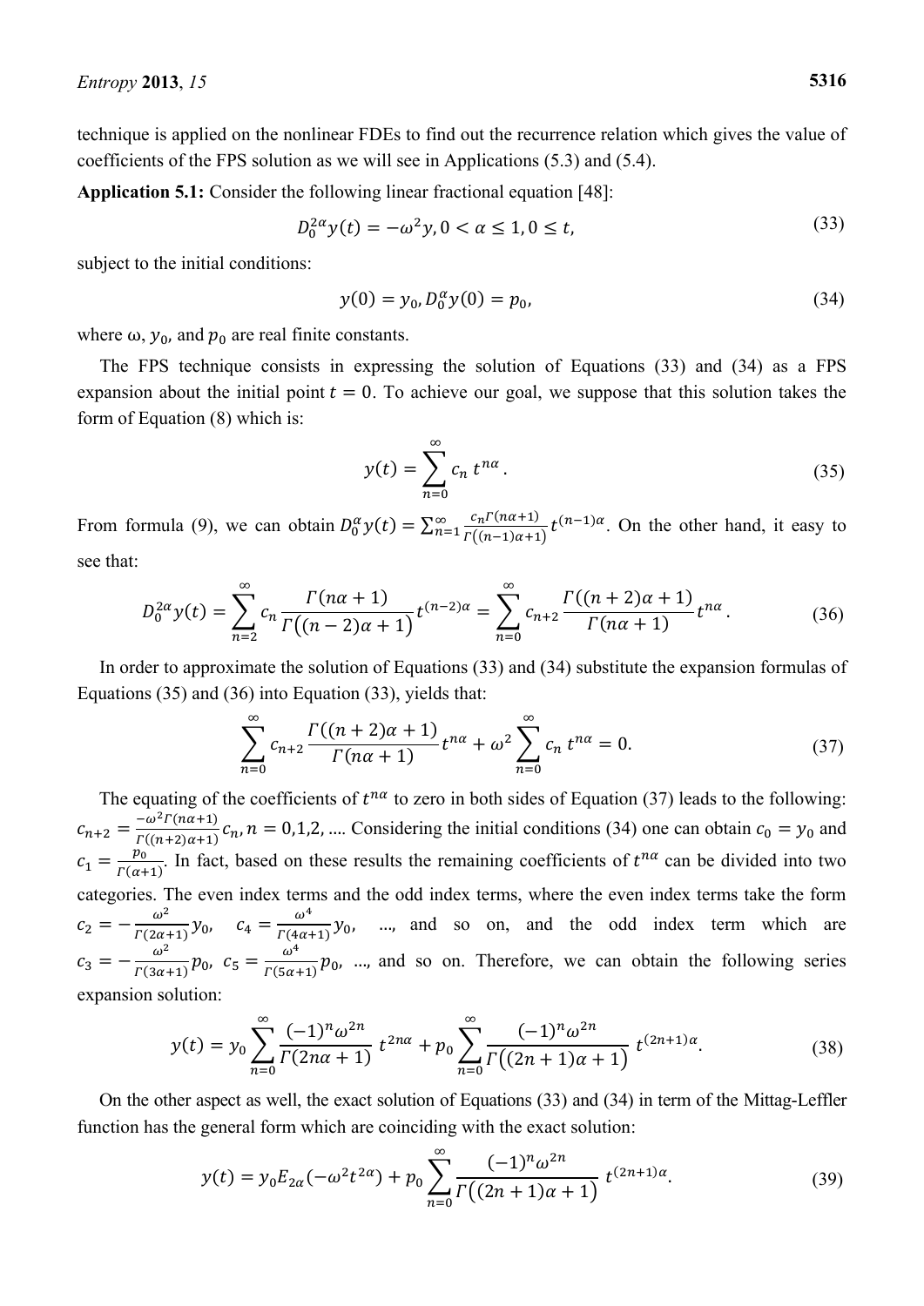technique is applied on the nonlinear FDEs to find out the recurrence relation which gives the value of coefficients of the FPS solution as we will see in Applications (5.3) and (5.4).

**Application 5.1:** Consider the following linear fractional equation [48]:

$$D_0^{2\alpha} y(t) = -\omega^2 y, 0 < \alpha \leq 1, 0 \leq t, \tag{33}$$

subject to the initial conditions:

$$y(0) = y_0, D_0^{\alpha} y(0) = p_0, \tag{34}$$

where ω, $y_0$, and $p_0$ are real finite constants.

The FPS technique consists in expressing the solution of Equations (33) and (34) as a FPS expansion about the initial point $t = 0$. To achieve our goal, we suppose that this solution takes the form of Equation (8) which is:

$$y(t) = \sum_{n=0}^{\infty} c_n \, t^{n\alpha}. \tag{35}$$

From formula (9), we can obtain $D_0^{\alpha} y(t) = \sum_{n=1}^{\infty} \frac{c_n \Gamma(n\alpha+1)}{\Gamma((n-1)\alpha+1)} t^{(n-1)\alpha}$. On the other hand, it easy to see that:

$$D_0^{2\alpha} y(t) = \sum_{n=2}^{\infty} c_n \frac{\Gamma(n\alpha+1)}{\Gamma\big((n-2)\alpha+1\big)} t^{(n-2)\alpha} = \sum_{n=0}^{\infty} c_{n+2} \frac{\Gamma((n+2)\alpha+1)}{\Gamma(n\alpha+1)} t^{n\alpha}. \tag{36}$$

In order to approximate the solution of Equations (33) and (34) substitute the expansion formulas of Equations (35) and (36) into Equation (33), yields that:

$$\sum_{n=0}^{\infty} c_{n+2} \frac{\Gamma((n+2)\alpha+1)}{\Gamma(n\alpha+1)} t^{n\alpha} + \omega^2 \sum_{n=0}^{\infty} c_n \, t^{n\alpha} = 0. \tag{37}$$

The equating of the coefficients of $t^{n\alpha}$ to zero in both sides of Equation (37) leads to the following: $c_{n+2} = \frac{-\omega^2 \Gamma(n\alpha+1)}{\Gamma((n+2)\alpha+1)} c_n, n = 0,1,2, \ldots$. Considering the initial conditions (34) one can obtain $c_0 = y_0$ and $c_1 = \frac{p_0}{\Gamma(\alpha+1)}$. In fact, based on these results the remaining coefficients of $t^{n\alpha}$ can be divided into two categories. The even index terms and the odd index terms, where the even index terms take the form $c_2 = -\frac{\omega^2}{\Gamma(2\alpha+1)} y_0$, $c_4 = \frac{\omega^4}{\Gamma(4\alpha+1)} y_0$, ..., and so on, and the odd index term which are $c_3 = -\frac{\omega^2}{\Gamma(3\alpha+1)} p_0$, $c_5 = \frac{\omega^4}{\Gamma(5\alpha+1)} p_0$, ..., and so on. Therefore, we can obtain the following series expansion solution:

$$y(t) = y_0 \sum_{n=0}^{\infty} \frac{(-1)^n \omega^{2n}}{\Gamma(2n\alpha+1)} \, t^{2n\alpha} + p_0 \sum_{n=0}^{\infty} \frac{(-1)^n \omega^{2n}}{\Gamma\big((2n+1)\alpha+1\big)} \, t^{(2n+1)\alpha}. \tag{38}$$

On the other aspect as well, the exact solution of Equations (33) and (34) in term of the Mittag-Leffler function has the general form which are coinciding with the exact solution:

$$y(t) = y_0 E_{2\alpha}(-\omega^2 t^{2\alpha}) + p_0 \sum_{n=0}^{\infty} \frac{(-1)^n \omega^{2n}}{\Gamma\big((2n+1)\alpha+1\big)} \, t^{(2n+1)\alpha}. \tag{39}$$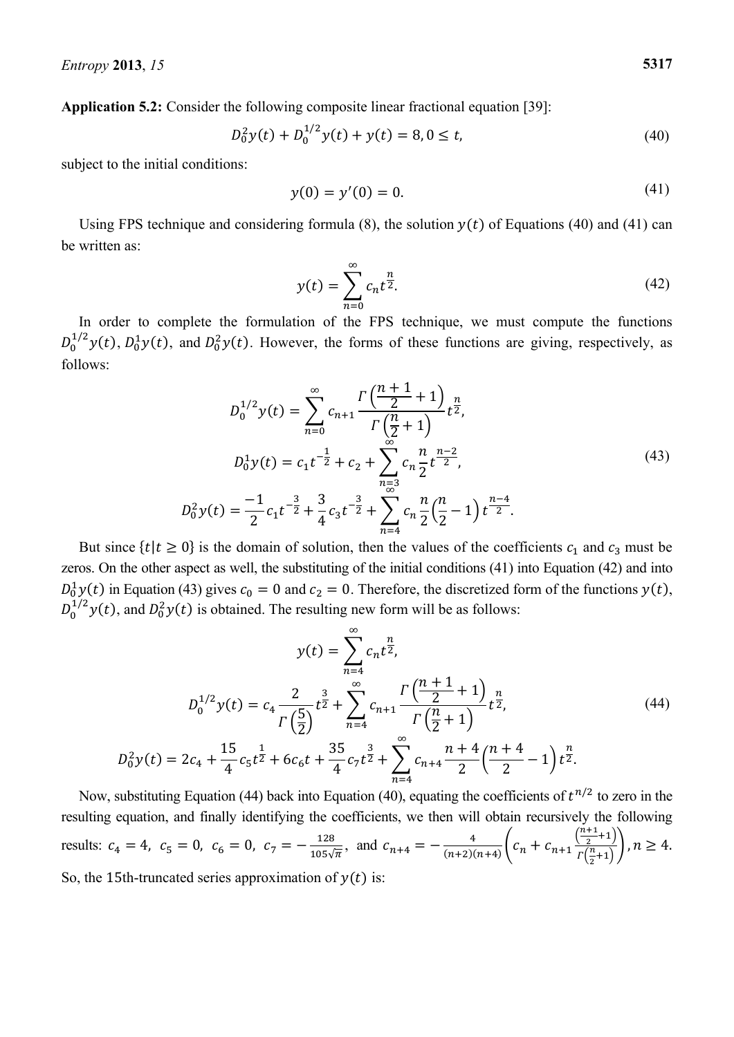**Application 5.2:** Consider the following composite linear fractional equation [39]:

$$D_0^2 y(t) + D_0^{1/2} y(t) + y(t) = 8, 0 \le t, \tag{40}$$

subject to the initial conditions:

$$y(0) = y'(0) = 0. \tag{41}$$

Using FPS technique and considering formula (8), the solution $y(t)$ of Equations (40) and (41) can be written as:

$$y(t) = \sum_{n=0}^{\infty} c_n t^{\frac{n}{2}}. \tag{42}$$

In order to complete the formulation of the FPS technique, we must compute the functions $D_0^{1/2} y(t)$, $D_0^1 y(t)$, and $D_0^2 y(t)$. However, the forms of these functions are giving, respectively, as follows:

$$\begin{gathered} D_0^{1/2} y(t) = \sum_{n=0}^{\infty} c_{n+1} \frac{\Gamma\left(\frac{n+1}{2}+1\right)}{\Gamma\left(\frac{n}{2}+1\right)} t^{\frac{n}{2}}, \\ D_0^1 y(t) = c_1 t^{-\frac{1}{2}} + c_2 + \sum_{n=3}^{\infty} c_n \frac{n}{2} t^{\frac{n-2}{2}}, \\ D_0^2 y(t) = \frac{-1}{2} c_1 t^{-\frac{3}{2}} + \frac{3}{4} c_3 t^{-\frac{3}{2}} + \sum_{n=4}^{\infty} c_n \frac{n}{2}\left(\frac{n}{2}-1\right) t^{\frac{n-4}{2}}. \end{gathered} \tag{43}$$

But since $\{t | t \ge 0\}$ is the domain of solution, then the values of the coefficients $c_1$ and $c_3$ must be zeros. On the other aspect as well, the substituting of the initial conditions (41) into Equation (42) and into $D_0^1 y(t)$ in Equation (43) gives $c_0 = 0$ and $c_2 = 0$. Therefore, the discretized form of the functions $y(t)$, $D_0^{1/2} y(t)$, and $D_0^2 y(t)$ is obtained. The resulting new form will be as follows:

$$\begin{gathered} y(t) = \sum_{n=4}^{\infty} c_n t^{\frac{n}{2}}, \\ D_0^{1/2} y(t) = c_4 \frac{2}{\Gamma\left(\frac{5}{2}\right)} t^{\frac{3}{2}} + \sum_{n=4}^{\infty} c_{n+1} \frac{\Gamma\left(\frac{n+1}{2}+1\right)}{\Gamma\left(\frac{n}{2}+1\right)} t^{\frac{n}{2}}, \\ D_0^2 y(t) = 2c_4 + \frac{15}{4} c_5 t^{\frac{1}{2}} + 6 c_6 t + \frac{35}{4} c_7 t^{\frac{3}{2}} + \sum_{n=4}^{\infty} c_{n+4} \frac{n+4}{2}\left(\frac{n+4}{2}-1\right) t^{\frac{n}{2}}. \end{gathered} \tag{44}$$

Now, substituting Equation (44) back into Equation (40), equating the coefficients of $t^{n/2}$ to zero in the resulting equation, and finally identifying the coefficients, we then will obtain recursively the following results: $c_4 = 4,\ c_5 = 0,\ c_6 = 0,\ c_7 = -\frac{128}{105\sqrt{\pi}},$ and $c_{n+4} = -\frac{4}{(n+2)(n+4)}\left(c_n + c_{n+1}\frac{\left(\frac{n+1}{2}+1\right)}{\Gamma\left(\frac{n}{2}+1\right)}\right), n \ge 4.$

So, the 15th-truncated series approximation of $y(t)$ is: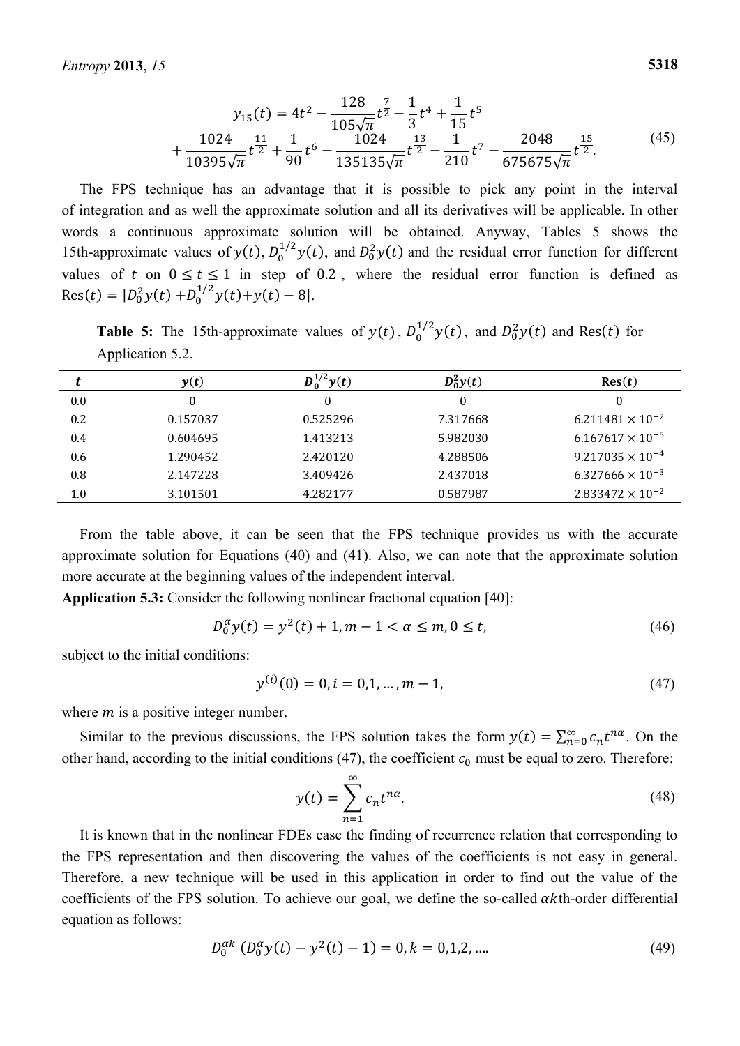$$y_{15}(t) = 4t^2 - \frac{128}{105\sqrt{\pi}} t^{\frac{7}{2}} - \frac{1}{3}t^4 + \frac{1}{15}t^5 + \frac{1024}{10395\sqrt{\pi}} t^{\frac{11}{2}} + \frac{1}{90}t^6 - \frac{1024}{135135\sqrt{\pi}} t^{\frac{13}{2}} - \frac{1}{210}t^7 - \frac{2048}{675675\sqrt{\pi}} t^{\frac{15}{2}}. \tag{45}$$

The FPS technique has an advantage that it is possible to pick any point in the interval of integration and as well the approximate solution and all its derivatives will be applicable. In other words a continuous approximate solution will be obtained. Anyway, Tables 5 shows the 15th-approximate values of $y(t)$, $D_0^{1/2}y(t)$, and $D_0^2 y(t)$ and the residual error function for different values of $t$ on $0 \leq t \leq 1$ in step of $0.2$, where the residual error function is defined as $\text{Res}(t) = |D_0^2 y(t) + D_0^{1/2} y(t) + y(t) - 8|$.

**Table 5:** The 15th-approximate values of $y(t)$, $D_0^{1/2}y(t)$, and $D_0^2 y(t)$ and $\text{Res}(t)$ for Application 5.2.

| $t$ | $y(t)$ | $D_0^{1/2}y(t)$ | $D_0^2 y(t)$ | $\text{Res}(t)$ |
|---|---|---|---|---|
| 0.0 | 0 | 0 | 0 | 0 |
| 0.2 | 0.157037 | 0.525296 | 7.317668 | $6.211481 \times 10^{-7}$ |
| 0.4 | 0.604695 | 1.413213 | 5.982030 | $6.167617 \times 10^{-5}$ |
| 0.6 | 1.290452 | 2.420120 | 4.288506 | $9.217035 \times 10^{-4}$ |
| 0.8 | 2.147228 | 3.409426 | 2.437018 | $6.327666 \times 10^{-3}$ |
| 1.0 | 3.101501 | 4.282177 | 0.587987 | $2.833472 \times 10^{-2}$ |

From the table above, it can be seen that the FPS technique provides us with the accurate approximate solution for Equations (40) and (41). Also, we can note that the approximate solution more accurate at the beginning values of the independent interval.

**Application 5.3:** Consider the following nonlinear fractional equation [40]:

$$D_0^{\alpha} y(t) = y^2(t) + 1, m - 1 < \alpha \leq m, 0 \leq t, \tag{46}$$

subject to the initial conditions:

$$y^{(i)}(0) = 0, i = 0,1, \ldots, m-1, \tag{47}$$

where $m$ is a positive integer number.

Similar to the previous discussions, the FPS solution takes the form $y(t) = \sum_{n=0}^{\infty} c_n t^{n\alpha}$. On the other hand, according to the initial conditions (47), the coefficient $c_0$ must be equal to zero. Therefore:

$$y(t) = \sum_{n=1}^{\infty} c_n t^{n\alpha}. \tag{48}$$

It is known that in the nonlinear FDEs case the finding of recurrence relation that corresponding to the FPS representation and then discovering the values of the coefficients is not easy in general. Therefore, a new technique will be used in this application in order to find out the value of the coefficients of the FPS solution. To achieve our goal, we define the so-called $\alpha k$th-order differential equation as follows:

$$D_0^{\alpha k} \left( D_0^{\alpha} y(t) - y^2(t) - 1 \right) = 0, k = 0,1,2, \ldots. \tag{49}$$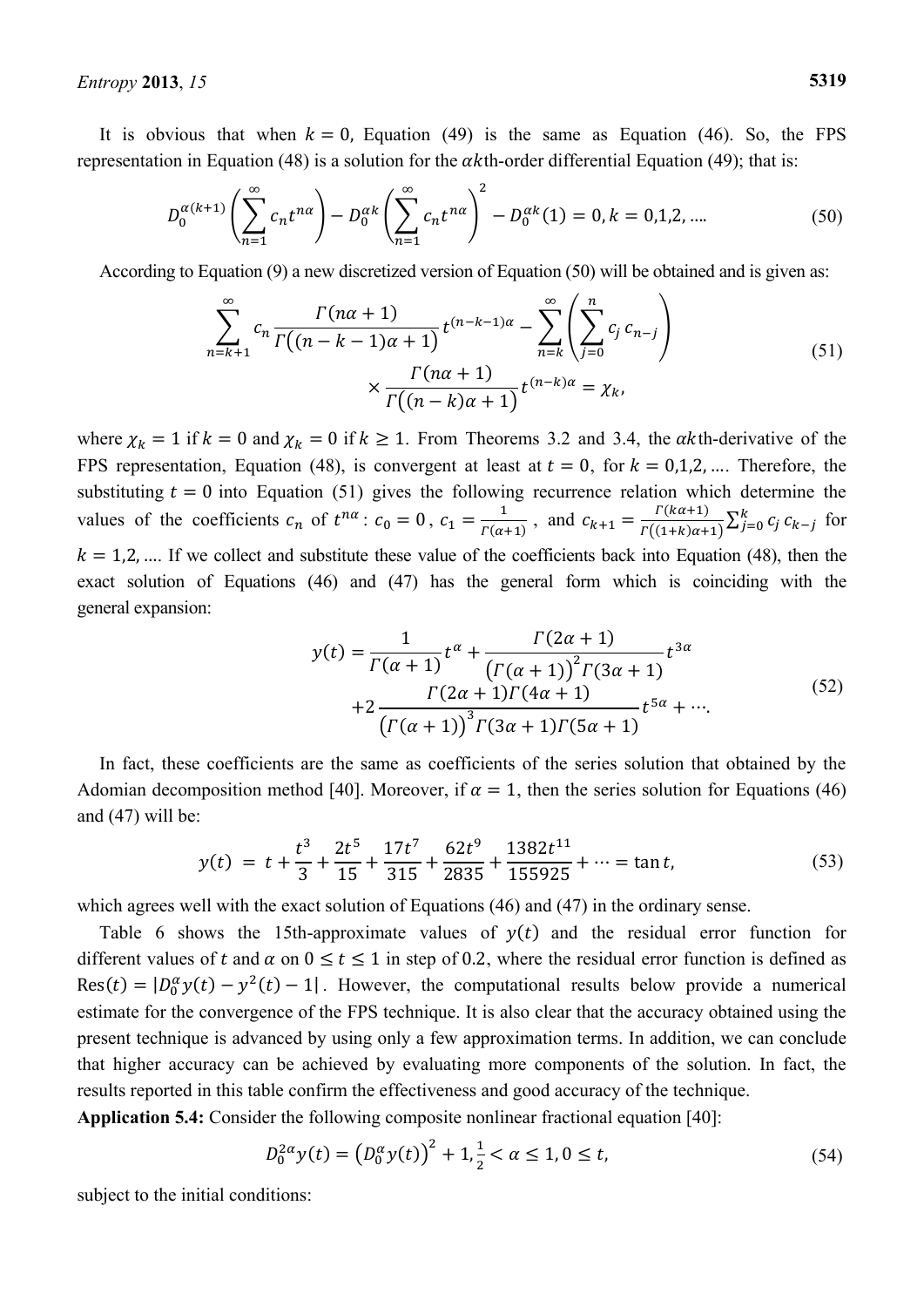It is obvious that when $k = 0$, Equation (49) is the same as Equation (46). So, the FPS representation in Equation (48) is a solution for the $\alpha k$th-order differential Equation (49); that is:

$$D_0^{\alpha(k+1)}\left(\sum_{n=1}^{\infty} c_n t^{n\alpha}\right) - D_0^{\alpha k}\left(\sum_{n=1}^{\infty} c_n t^{n\alpha}\right)^2 - D_0^{\alpha k}(1) = 0, k = 0,1,2,\ldots. \tag{50}$$

According to Equation (9) a new discretized version of Equation (50) will be obtained and is given as:

$$\sum_{n=k+1}^{\infty} c_n \frac{\Gamma(n\alpha+1)}{\Gamma\big((n-k-1)\alpha+1\big)} t^{(n-k-1)\alpha} - \sum_{n=k}^{\infty}\left(\sum_{j=0}^{n} c_j\, c_{n-j}\right) \times \frac{\Gamma(n\alpha+1)}{\Gamma\big((n-k)\alpha+1\big)} t^{(n-k)\alpha} = \chi_k, \tag{51}$$

where $\chi_k = 1$ if $k = 0$ and $\chi_k = 0$ if $k \geq 1$. From Theorems 3.2 and 3.4, the $\alpha k$th-derivative of the FPS representation, Equation (48), is convergent at least at $t = 0$, for $k = 0,1,2,\ldots$. Therefore, the substituting $t = 0$ into Equation (51) gives the following recurrence relation which determine the values of the coefficients $c_n$ of $t^{n\alpha}$: $c_0 = 0$, $c_1 = \frac{1}{\Gamma(\alpha+1)}$, and $c_{k+1} = \frac{\Gamma(k\alpha+1)}{\Gamma((1+k)\alpha+1)} \sum_{j=0}^{k} c_j\, c_{k-j}$ for $k = 1,2,\ldots$. If we collect and substitute these value of the coefficients back into Equation (48), then the exact solution of Equations (46) and (47) has the general form which is coinciding with the general expansion:

$$y(t) = \frac{1}{\Gamma(\alpha+1)} t^{\alpha} + \frac{\Gamma(2\alpha+1)}{\big(\Gamma(\alpha+1)\big)^2 \Gamma(3\alpha+1)} t^{3\alpha} + 2\frac{\Gamma(2\alpha+1)\Gamma(4\alpha+1)}{\big(\Gamma(\alpha+1)\big)^3 \Gamma(3\alpha+1)\Gamma(5\alpha+1)} t^{5\alpha} + \cdots. \tag{52}$$

In fact, these coefficients are the same as coefficients of the series solution that obtained by the Adomian decomposition method [40]. Moreover, if $\alpha = 1$, then the series solution for Equations (46) and (47) will be:

$$y(t) = t + \frac{t^3}{3} + \frac{2t^5}{15} + \frac{17t^7}{315} + \frac{62t^9}{2835} + \frac{1382t^{11}}{155925} + \cdots = \tan t, \tag{53}$$

which agrees well with the exact solution of Equations (46) and (47) in the ordinary sense.

Table 6 shows the 15th-approximate values of $y(t)$ and the residual error function for different values of $t$ and $\alpha$ on $0 \leq t \leq 1$ in step of 0.2, where the residual error function is defined as $\text{Res}(t) = |D_0^{\alpha} y(t) - y^2(t) - 1|$. However, the computational results below provide a numerical estimate for the convergence of the FPS technique. It is also clear that the accuracy obtained using the present technique is advanced by using only a few approximation terms. In addition, we can conclude that higher accuracy can be achieved by evaluating more components of the solution. In fact, the results reported in this table confirm the effectiveness and good accuracy of the technique.

**Application 5.4:** Consider the following composite nonlinear fractional equation [40]:

$$D_0^{2\alpha} y(t) = \big(D_0^{\alpha} y(t)\big)^2 + 1, \frac{1}{2} < \alpha \leq 1, 0 \leq t, \tag{54}$$

subject to the initial conditions: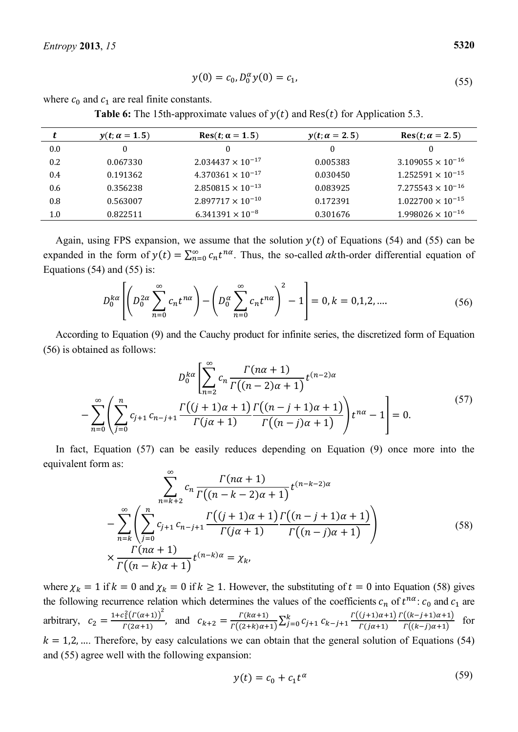$$y(0) = c_0, D_0^{\alpha} y(0) = c_1, \tag{55}$$

where $c_0$ and $c_1$ are real finite constants.

**Table 6:** The 15th-approximate values of $y(t)$ and $\mathrm{Res}(t)$ for Application 5.3.

| $t$ | $y(t; \alpha = 1.5)$ | $\mathbf{Res}(t; \alpha = 1.5)$ | $y(t; \alpha = 2.5)$ | $\mathbf{Res}(t; \alpha = 2.5)$ |
|---|---|---|---|---|
| 0.0 | 0 | 0 | 0 | 0 |
| 0.2 | 0.067330 | $2.034437 \times 10^{-17}$ | 0.005383 | $3.109055 \times 10^{-16}$ |
| 0.4 | 0.191362 | $4.370361 \times 10^{-17}$ | 0.030450 | $1.252591 \times 10^{-15}$ |
| 0.6 | 0.356238 | $2.850815 \times 10^{-13}$ | 0.083925 | $7.275543 \times 10^{-16}$ |
| 0.8 | 0.563007 | $2.897717 \times 10^{-10}$ | 0.172391 | $1.022700 \times 10^{-15}$ |
| 1.0 | 0.822511 | $6.341391 \times 10^{-8}$ | 0.301676 | $1.998026 \times 10^{-16}$ |

Again, using FPS expansion, we assume that the solution $y(t)$ of Equations (54) and (55) can be expanded in the form of $y(t) = \sum_{n=0}^{\infty} c_n t^{n\alpha}$. Thus, the so-called $\alpha k$th-order differential equation of Equations (54) and (55) is:

$$D_0^{k\alpha}\left[\left(D_0^{2\alpha}\sum_{n=0}^{\infty} c_n t^{n\alpha}\right) - \left(D_0^{\alpha}\sum_{n=0}^{\infty} c_n t^{n\alpha}\right)^2 - 1\right] = 0, k = 0,1,2,.... \tag{56}$$

According to Equation (9) and the Cauchy product for infinite series, the discretized form of Equation (56) is obtained as follows:

$$D_0^{k\alpha}\left[\sum_{n=2}^{\infty} c_n \frac{\Gamma(n\alpha+1)}{\Gamma((n-2)\alpha+1)} t^{(n-2)\alpha} - \sum_{n=0}^{\infty}\left(\sum_{j=0}^{n} c_{j+1}\, c_{n-j+1} \frac{\Gamma((j+1)\alpha+1)}{\Gamma(j\alpha+1)} \frac{\Gamma((n-j+1)\alpha+1)}{\Gamma((n-j)\alpha+1)}\right) t^{n\alpha} - 1\right] = 0. \tag{57}$$

In fact, Equation (57) can be easily reduces depending on Equation (9) once more into the equivalent form as:

$$\sum_{n=k+2}^{\infty} c_n \frac{\Gamma(n\alpha+1)}{\Gamma((n-k-2)\alpha+1)} t^{(n-k-2)\alpha} - \sum_{n=k}^{\infty}\left(\sum_{j=0}^{n} c_{j+1}\, c_{n-j+1} \frac{\Gamma((j+1)\alpha+1)}{\Gamma(j\alpha+1)} \frac{\Gamma((n-j+1)\alpha+1)}{\Gamma((n-j)\alpha+1)}\right) \times \frac{\Gamma(n\alpha+1)}{\Gamma((n-k)\alpha+1)} t^{(n-k)\alpha} = \chi_k, \tag{58}$$

where $\chi_k = 1$ if $k = 0$ and $\chi_k = 0$ if $k \geq 1$. However, the substituting of $t = 0$ into Equation (58) gives the following recurrence relation which determines the values of the coefficients $c_n$ of $t^{n\alpha}$: $c_0$ and $c_1$ are arbitrary, $c_2 = \frac{1 + c_1^2 (\Gamma(\alpha+1))^2}{\Gamma(2\alpha+1)}$, and $c_{k+2} = \frac{\Gamma(k\alpha+1)}{\Gamma((2+k)\alpha+1)} \sum_{j=0}^{k} c_{j+1}\, c_{k-j+1} \frac{\Gamma((j+1)\alpha+1)}{\Gamma(j\alpha+1)} \frac{\Gamma((k-j+1)\alpha+1)}{\Gamma((k-j)\alpha+1)}$ for $k = 1,2,....$ Therefore, by easy calculations we can obtain that the general solution of Equations (54) and (55) agree well with the following expansion:

$$y(t) = c_0 + c_1 t^{\alpha} \tag{59}$$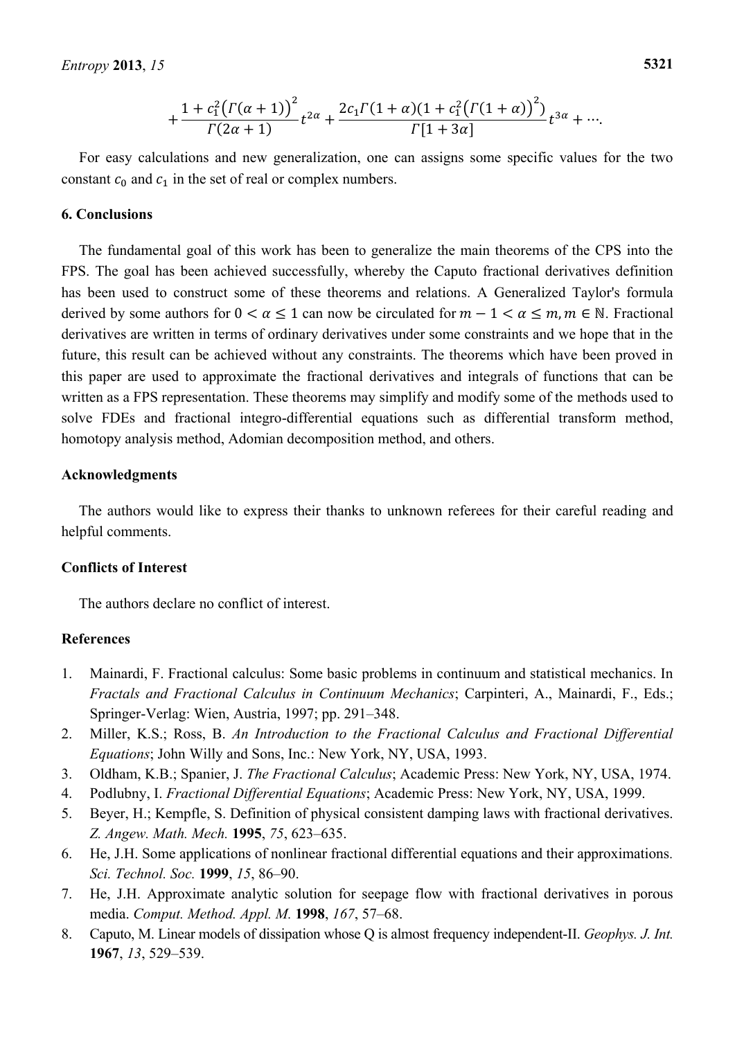$$+\frac{1+c_1^2\left(\Gamma(\alpha+1)\right)^2}{\Gamma(2\alpha+1)}t^{2\alpha}+\frac{2c_1\Gamma(1+\alpha)(1+c_1^2\left(\Gamma(1+\alpha)\right)^2)}{\Gamma[1+3\alpha]}t^{3\alpha}+\cdots.$$

For easy calculations and new generalization, one can assigns some specific values for the two constant $c_0$ and $c_1$ in the set of real or complex numbers.

## 6. Conclusions

The fundamental goal of this work has been to generalize the main theorems of the CPS into the FPS. The goal has been achieved successfully, whereby the Caputo fractional derivatives definition has been used to construct some of these theorems and relations. A Generalized Taylor's formula derived by some authors for $0 < \alpha \leq 1$ can now be circulated for $m - 1 < \alpha \leq m, m \in \mathbb{N}$. Fractional derivatives are written in terms of ordinary derivatives under some constraints and we hope that in the future, this result can be achieved without any constraints. The theorems which have been proved in this paper are used to approximate the fractional derivatives and integrals of functions that can be written as a FPS representation. These theorems may simplify and modify some of the methods used to solve FDEs and fractional integro-differential equations such as differential transform method, homotopy analysis method, Adomian decomposition method, and others.

## Acknowledgments

The authors would like to express their thanks to unknown referees for their careful reading and helpful comments.

## Conflicts of Interest

The authors declare no conflict of interest.

## References

1. Mainardi, F. Fractional calculus: Some basic problems in continuum and statistical mechanics. In *Fractals and Fractional Calculus in Continuum Mechanics*; Carpinteri, A., Mainardi, F., Eds.; Springer-Verlag: Wien, Austria, 1997; pp. 291–348.
2. Miller, K.S.; Ross, B. *An Introduction to the Fractional Calculus and Fractional Differential Equations*; John Willy and Sons, Inc.: New York, NY, USA, 1993.
3. Oldham, K.B.; Spanier, J. *The Fractional Calculus*; Academic Press: New York, NY, USA, 1974.
4. Podlubny, I. *Fractional Differential Equations*; Academic Press: New York, NY, USA, 1999.
5. Beyer, H.; Kempfle, S. Definition of physical consistent damping laws with fractional derivatives. *Z. Angew. Math. Mech.* **1995**, *75*, 623–635.
6. He, J.H. Some applications of nonlinear fractional differential equations and their approximations. *Sci. Technol. Soc.* **1999**, *15*, 86–90.
7. He, J.H. Approximate analytic solution for seepage flow with fractional derivatives in porous media. *Comput. Method. Appl. M.* **1998**, *167*, 57–68.
8. Caputo, M. Linear models of dissipation whose Q is almost frequency independent-II. *Geophys. J. Int.* **1967**, *13*, 529–539.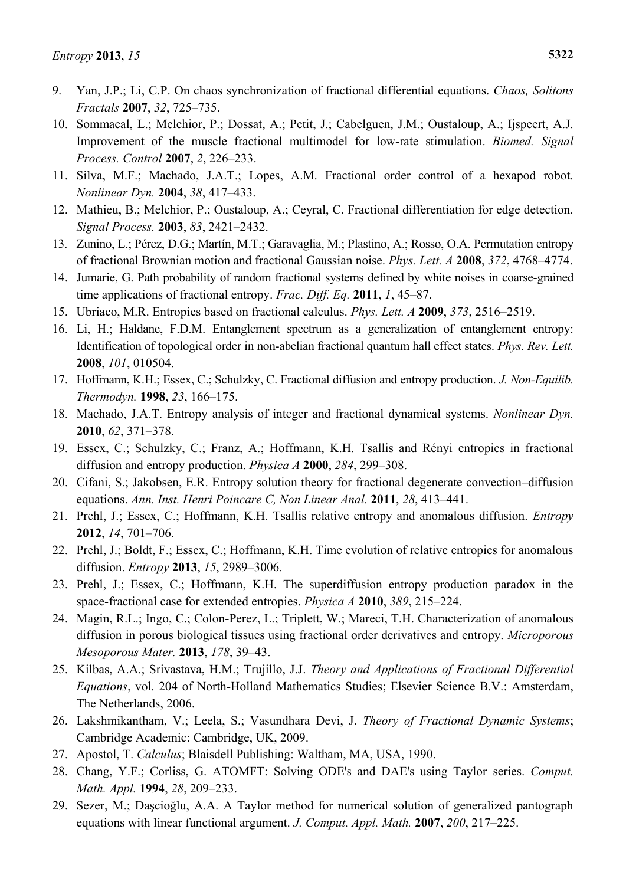9. Yan, J.P.; Li, C.P. On chaos synchronization of fractional differential equations. *Chaos, Solitons Fractals* **2007**, *32*, 725–735.
10. Sommacal, L.; Melchior, P.; Dossat, A.; Petit, J.; Cabelguen, J.M.; Oustaloup, A.; Ijspeert, A.J. Improvement of the muscle fractional multimodel for low-rate stimulation. *Biomed. Signal Process. Control* **2007**, *2*, 226–233.
11. Silva, M.F.; Machado, J.A.T.; Lopes, A.M. Fractional order control of a hexapod robot. *Nonlinear Dyn.* **2004**, *38*, 417–433.
12. Mathieu, B.; Melchior, P.; Oustaloup, A.; Ceyral, C. Fractional differentiation for edge detection. *Signal Process.* **2003**, *83*, 2421–2432.
13. Zunino, L.; Pérez, D.G.; Martín, M.T.; Garavaglia, M.; Plastino, A.; Rosso, O.A. Permutation entropy of fractional Brownian motion and fractional Gaussian noise. *Phys. Lett. A* **2008**, *372*, 4768–4774.
14. Jumarie, G. Path probability of random fractional systems defined by white noises in coarse-grained time applications of fractional entropy. *Frac. Diff. Eq.* **2011**, *1*, 45–87.
15. Ubriaco, M.R. Entropies based on fractional calculus. *Phys. Lett. A* **2009**, *373*, 2516–2519.
16. Li, H.; Haldane, F.D.M. Entanglement spectrum as a generalization of entanglement entropy: Identification of topological order in non-abelian fractional quantum hall effect states. *Phys. Rev. Lett.* **2008**, *101*, 010504.
17. Hoffmann, K.H.; Essex, C.; Schulzky, C. Fractional diffusion and entropy production. *J. Non-Equilib. Thermodyn.* **1998**, *23*, 166–175.
18. Machado, J.A.T. Entropy analysis of integer and fractional dynamical systems. *Nonlinear Dyn.* **2010**, *62*, 371–378.
19. Essex, C.; Schulzky, C.; Franz, A.; Hoffmann, K.H. Tsallis and Rényi entropies in fractional diffusion and entropy production. *Physica A* **2000**, *284*, 299–308.
20. Cifani, S.; Jakobsen, E.R. Entropy solution theory for fractional degenerate convection–diffusion equations. *Ann. Inst. Henri Poincare C, Non Linear Anal.* **2011**, *28*, 413–441.
21. Prehl, J.; Essex, C.; Hoffmann, K.H. Tsallis relative entropy and anomalous diffusion. *Entropy* **2012**, *14*, 701–706.
22. Prehl, J.; Boldt, F.; Essex, C.; Hoffmann, K.H. Time evolution of relative entropies for anomalous diffusion. *Entropy* **2013**, *15*, 2989–3006.
23. Prehl, J.; Essex, C.; Hoffmann, K.H. The superdiffusion entropy production paradox in the space-fractional case for extended entropies. *Physica A* **2010**, *389*, 215–224.
24. Magin, R.L.; Ingo, C.; Colon-Perez, L.; Triplett, W.; Mareci, T.H. Characterization of anomalous diffusion in porous biological tissues using fractional order derivatives and entropy. *Microporous Mesoporous Mater.* **2013**, *178*, 39–43.
25. Kilbas, A.A.; Srivastava, H.M.; Trujillo, J.J. *Theory and Applications of Fractional Differential Equations*, vol. 204 of North-Holland Mathematics Studies; Elsevier Science B.V.: Amsterdam, The Netherlands, 2006.
26. Lakshmikantham, V.; Leela, S.; Vasundhara Devi, J. *Theory of Fractional Dynamic Systems*; Cambridge Academic: Cambridge, UK, 2009.
27. Apostol, T. *Calculus*; Blaisdell Publishing: Waltham, MA, USA, 1990.
28. Chang, Y.F.; Corliss, G. ATOMFT: Solving ODE's and DAE's using Taylor series. *Comput. Math. Appl.* **1994**, *28*, 209–233.
29. Sezer, M.; Daşcioğlu, A.A. A Taylor method for numerical solution of generalized pantograph equations with linear functional argument. *J. Comput. Appl. Math.* **2007**, *200*, 217–225.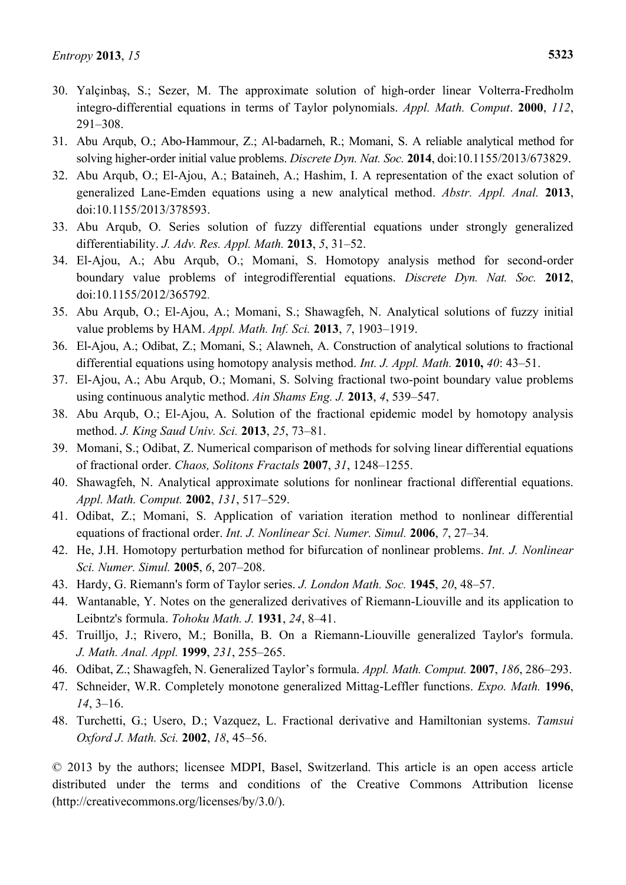30. Yalçinbaş, S.; Sezer, M. The approximate solution of high-order linear Volterra-Fredholm integro-differential equations in terms of Taylor polynomials. *Appl. Math. Comput*. **2000**, *112*, 291–308.
31. Abu Arqub, O.; Abo-Hammour, Z.; Al-badarneh, R.; Momani, S. A reliable analytical method for solving higher-order initial value problems. *Discrete Dyn. Nat. Soc.* **2014**, doi:10.1155/2013/673829.
32. Abu Arqub, O.; El-Ajou, A.; Bataineh, A.; Hashim, I. A representation of the exact solution of generalized Lane-Emden equations using a new analytical method. *Abstr. Appl. Anal.* **2013**, doi:10.1155/2013/378593.
33. Abu Arqub, O. Series solution of fuzzy differential equations under strongly generalized differentiability. *J. Adv. Res. Appl. Math.* **2013**, *5*, 31–52.
34. El-Ajou, A.; Abu Arqub, O.; Momani, S. Homotopy analysis method for second-order boundary value problems of integrodifferential equations. *Discrete Dyn. Nat. Soc.* **2012**, doi:10.1155/2012/365792.
35. Abu Arqub, O.; El-Ajou, A.; Momani, S.; Shawagfeh, N. Analytical solutions of fuzzy initial value problems by HAM. *Appl. Math. Inf. Sci.* **2013**, *7*, 1903–1919.
36. El-Ajou, A.; Odibat, Z.; Momani, S.; Alawneh, A. Construction of analytical solutions to fractional differential equations using homotopy analysis method. *Int. J. Appl. Math.* **2010,** *40*: 43–51.
37. El-Ajou, A.; Abu Arqub, O.; Momani, S. Solving fractional two-point boundary value problems using continuous analytic method. *Ain Shams Eng. J.* **2013**, *4*, 539–547.
38. Abu Arqub, O.; El-Ajou, A. Solution of the fractional epidemic model by homotopy analysis method. *J. King Saud Univ. Sci.* **2013**, *25*, 73–81.
39. Momani, S.; Odibat, Z. Numerical comparison of methods for solving linear differential equations of fractional order. *Chaos, Solitons Fractals* **2007**, *31*, 1248–1255.
40. Shawagfeh, N. Analytical approximate solutions for nonlinear fractional differential equations. *Appl. Math. Comput.* **2002**, *131*, 517–529.
41. Odibat, Z.; Momani, S. Application of variation iteration method to nonlinear differential equations of fractional order. *Int. J. Nonlinear Sci. Numer. Simul.* **2006**, *7*, 27–34.
42. He, J.H. Homotopy perturbation method for bifurcation of nonlinear problems. *Int. J. Nonlinear Sci. Numer. Simul.* **2005**, *6*, 207–208.
43. Hardy, G. Riemann's form of Taylor series. *J. London Math. Soc.* **1945**, *20*, 48–57.
44. Wantanable, Y. Notes on the generalized derivatives of Riemann-Liouville and its application to Leibntz's formula. *Tohoku Math. J.* **1931**, *24*, 8–41.
45. Truilljo, J.; Rivero, M.; Bonilla, B. On a Riemann-Liouville generalized Taylor's formula. *J. Math. Anal. Appl.* **1999**, *231*, 255–265.
46. Odibat, Z.; Shawagfeh, N. Generalized Taylor's formula. *Appl. Math. Comput.* **2007**, *186*, 286–293.
47. Schneider, W.R. Completely monotone generalized Mittag-Leffler functions. *Expo. Math.* **1996**, *14*, 3–16.
48. Turchetti, G.; Usero, D.; Vazquez, L. Fractional derivative and Hamiltonian systems. *Tamsui Oxford J. Math. Sci.* **2002**, *18*, 45–56.

© 2013 by the authors; licensee MDPI, Basel, Switzerland. This article is an open access article distributed under the terms and conditions of the Creative Commons Attribution license (http://creativecommons.org/licenses/by/3.0/).